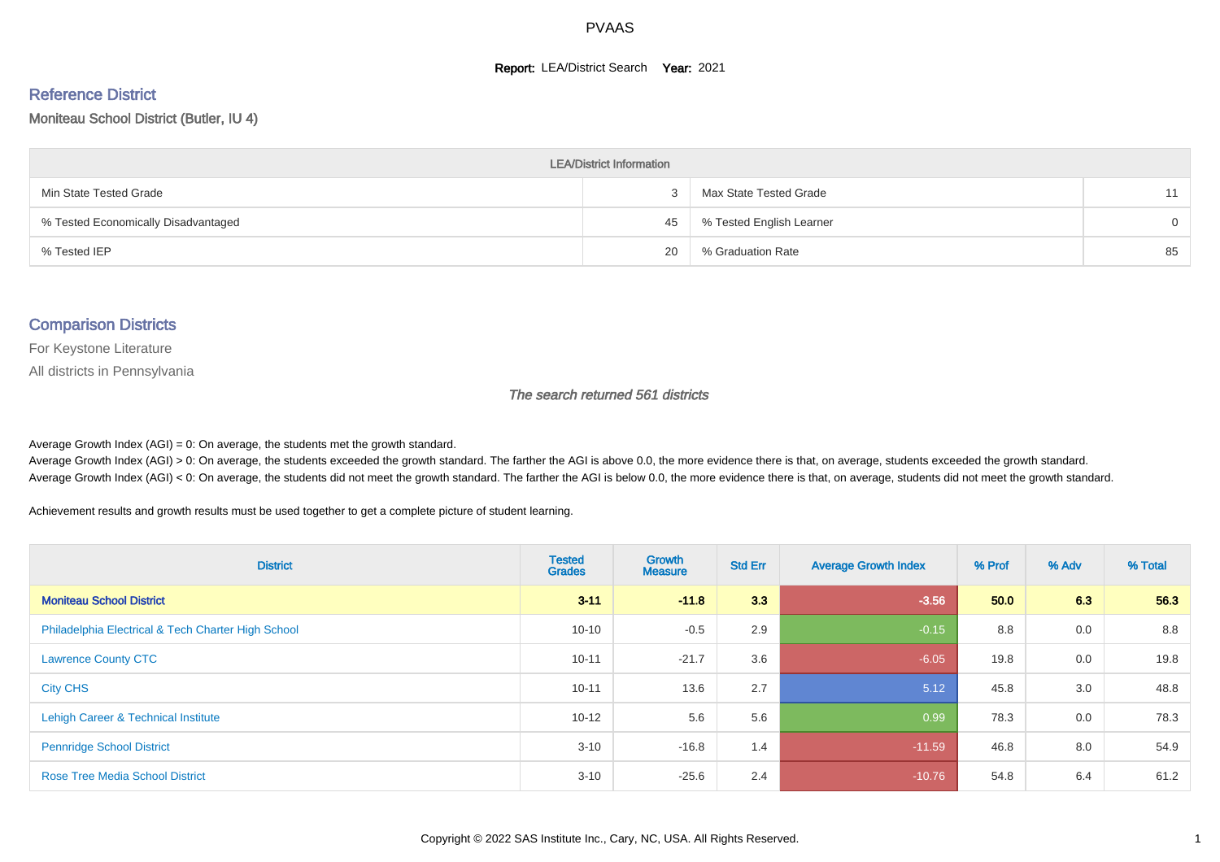# PVAAS

**Report:** LEA/District Search **Year:** 2021

## Reference District

Moniteau School District (Butler, IU 4)

| LEA/District Information | | | |
|---|---|---|---|
| Min State Tested Grade | 3 | Max State Tested Grade | 11 |
| % Tested Economically Disadvantaged | 45 | % Tested English Learner | 0 |
| % Tested IEP | 20 | % Graduation Rate | 85 |

## Comparison Districts

For Keystone Literature

All districts in Pennsylvania

*The search returned 561 districts*

Average Growth Index (AGI) = 0: On average, the students met the growth standard.
Average Growth Index (AGI) > 0: On average, the students exceeded the growth standard. The farther the AGI is above 0.0, the more evidence there is that, on average, students exceeded the growth standard.
Average Growth Index (AGI) < 0: On average, the students did not meet the growth standard. The farther the AGI is below 0.0, the more evidence there is that, on average, students did not meet the growth standard.

Achievement results and growth results must be used together to get a complete picture of student learning.

| District | Tested Grades | Growth Measure | Std Err | Average Growth Index | % Prof | % Adv | % Total |
|---|---|---|---|---|---|---|---|
| **Moniteau School District** | **3-11** | **-11.8** | **3.3** | **-3.56** | **50.0** | **6.3** | **56.3** |
| Philadelphia Electrical & Tech Charter High School | 10-10 | -0.5 | 2.9 | -0.15 | 8.8 | 0.0 | 8.8 |
| Lawrence County CTC | 10-11 | -21.7 | 3.6 | -6.05 | 19.8 | 0.0 | 19.8 |
| City CHS | 10-11 | 13.6 | 2.7 | 5.12 | 45.8 | 3.0 | 48.8 |
| Lehigh Career & Technical Institute | 10-12 | 5.6 | 5.6 | 0.99 | 78.3 | 0.0 | 78.3 |
| Pennridge School District | 3-10 | -16.8 | 1.4 | -11.59 | 46.8 | 8.0 | 54.9 |
| Rose Tree Media School District | 3-10 | -25.6 | 2.4 | -10.76 | 54.8 | 6.4 | 61.2 |

Copyright © 2022 SAS Institute Inc., Cary, NC, USA. All Rights Reserved.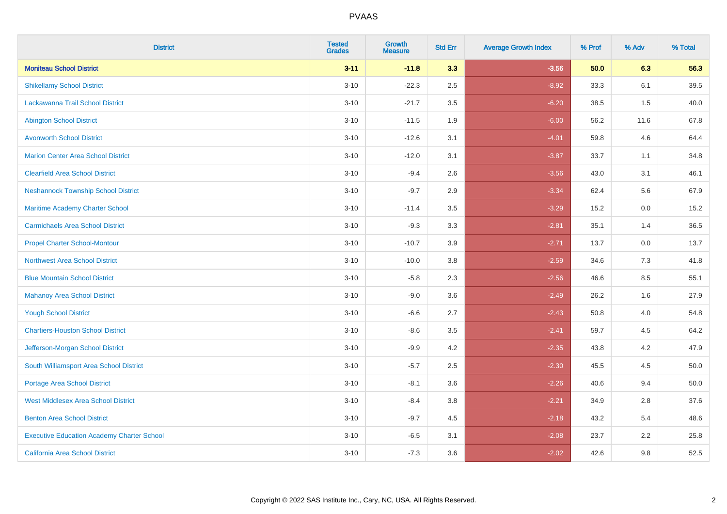PVAAS

| District | Tested Grades | Growth Measure | Std Err | Average Growth Index | % Prof | % Adv | % Total |
|---|---|---|---|---|---|---|---|
| **Moniteau School District** | **3-11** | **-11.8** | **3.3** | **-3.56** | **50.0** | **6.3** | **56.3** |
| Shikellamy School District | 3-10 | -22.3 | 2.5 | -8.92 | 33.3 | 6.1 | 39.5 |
| Lackawanna Trail School District | 3-10 | -21.7 | 3.5 | -6.20 | 38.5 | 1.5 | 40.0 |
| Abington School District | 3-10 | -11.5 | 1.9 | -6.00 | 56.2 | 11.6 | 67.8 |
| Avonworth School District | 3-10 | -12.6 | 3.1 | -4.01 | 59.8 | 4.6 | 64.4 |
| Marion Center Area School District | 3-10 | -12.0 | 3.1 | -3.87 | 33.7 | 1.1 | 34.8 |
| Clearfield Area School District | 3-10 | -9.4 | 2.6 | -3.56 | 43.0 | 3.1 | 46.1 |
| Neshannock Township School District | 3-10 | -9.7 | 2.9 | -3.34 | 62.4 | 5.6 | 67.9 |
| Maritime Academy Charter School | 3-10 | -11.4 | 3.5 | -3.29 | 15.2 | 0.0 | 15.2 |
| Carmichaels Area School District | 3-10 | -9.3 | 3.3 | -2.81 | 35.1 | 1.4 | 36.5 |
| Propel Charter School-Montour | 3-10 | -10.7 | 3.9 | -2.71 | 13.7 | 0.0 | 13.7 |
| Northwest Area School District | 3-10 | -10.0 | 3.8 | -2.59 | 34.6 | 7.3 | 41.8 |
| Blue Mountain School District | 3-10 | -5.8 | 2.3 | -2.56 | 46.6 | 8.5 | 55.1 |
| Mahanoy Area School District | 3-10 | -9.0 | 3.6 | -2.49 | 26.2 | 1.6 | 27.9 |
| Yough School District | 3-10 | -6.6 | 2.7 | -2.43 | 50.8 | 4.0 | 54.8 |
| Chartiers-Houston School District | 3-10 | -8.6 | 3.5 | -2.41 | 59.7 | 4.5 | 64.2 |
| Jefferson-Morgan School District | 3-10 | -9.9 | 4.2 | -2.35 | 43.8 | 4.2 | 47.9 |
| South Williamsport Area School District | 3-10 | -5.7 | 2.5 | -2.30 | 45.5 | 4.5 | 50.0 |
| Portage Area School District | 3-10 | -8.1 | 3.6 | -2.26 | 40.6 | 9.4 | 50.0 |
| West Middlesex Area School District | 3-10 | -8.4 | 3.8 | -2.21 | 34.9 | 2.8 | 37.6 |
| Benton Area School District | 3-10 | -9.7 | 4.5 | -2.18 | 43.2 | 5.4 | 48.6 |
| Executive Education Academy Charter School | 3-10 | -6.5 | 3.1 | -2.08 | 23.7 | 2.2 | 25.8 |
| California Area School District | 3-10 | -7.3 | 3.6 | -2.02 | 42.6 | 9.8 | 52.5 |

Copyright © 2022 SAS Institute Inc., Cary, NC, USA. All Rights Reserved.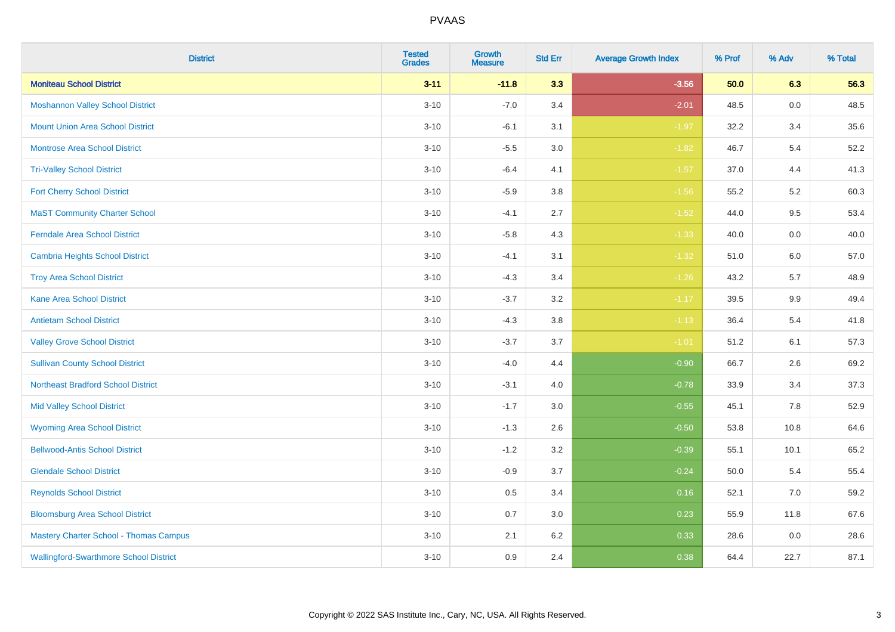# PVAAS

| District | Tested Grades | Growth Measure | Std Err | Average Growth Index | % Prof | % Adv | % Total |
|---|---|---|---|---|---|---|---|
| **Moniteau School District** | **3-11** | **-11.8** | **3.3** | **-3.56** | **50.0** | **6.3** | **56.3** |
| Moshannon Valley School District | 3-10 | -7.0 | 3.4 | -2.01 | 48.5 | 0.0 | 48.5 |
| Mount Union Area School District | 3-10 | -6.1 | 3.1 | -1.97 | 32.2 | 3.4 | 35.6 |
| Montrose Area School District | 3-10 | -5.5 | 3.0 | -1.82 | 46.7 | 5.4 | 52.2 |
| Tri-Valley School District | 3-10 | -6.4 | 4.1 | -1.57 | 37.0 | 4.4 | 41.3 |
| Fort Cherry School District | 3-10 | -5.9 | 3.8 | -1.56 | 55.2 | 5.2 | 60.3 |
| MaST Community Charter School | 3-10 | -4.1 | 2.7 | -1.52 | 44.0 | 9.5 | 53.4 |
| Ferndale Area School District | 3-10 | -5.8 | 4.3 | -1.33 | 40.0 | 0.0 | 40.0 |
| Cambria Heights School District | 3-10 | -4.1 | 3.1 | -1.32 | 51.0 | 6.0 | 57.0 |
| Troy Area School District | 3-10 | -4.3 | 3.4 | -1.26 | 43.2 | 5.7 | 48.9 |
| Kane Area School District | 3-10 | -3.7 | 3.2 | -1.17 | 39.5 | 9.9 | 49.4 |
| Antietam School District | 3-10 | -4.3 | 3.8 | -1.13 | 36.4 | 5.4 | 41.8 |
| Valley Grove School District | 3-10 | -3.7 | 3.7 | -1.01 | 51.2 | 6.1 | 57.3 |
| Sullivan County School District | 3-10 | -4.0 | 4.4 | -0.90 | 66.7 | 2.6 | 69.2 |
| Northeast Bradford School District | 3-10 | -3.1 | 4.0 | -0.78 | 33.9 | 3.4 | 37.3 |
| Mid Valley School District | 3-10 | -1.7 | 3.0 | -0.55 | 45.1 | 7.8 | 52.9 |
| Wyoming Area School District | 3-10 | -1.3 | 2.6 | -0.50 | 53.8 | 10.8 | 64.6 |
| Bellwood-Antis School District | 3-10 | -1.2 | 3.2 | -0.39 | 55.1 | 10.1 | 65.2 |
| Glendale School District | 3-10 | -0.9 | 3.7 | -0.24 | 50.0 | 5.4 | 55.4 |
| Reynolds School District | 3-10 | 0.5 | 3.4 | 0.16 | 52.1 | 7.0 | 59.2 |
| Bloomsburg Area School District | 3-10 | 0.7 | 3.0 | 0.23 | 55.9 | 11.8 | 67.6 |
| Mastery Charter School - Thomas Campus | 3-10 | 2.1 | 6.2 | 0.33 | 28.6 | 0.0 | 28.6 |
| Wallingford-Swarthmore School District | 3-10 | 0.9 | 2.4 | 0.38 | 64.4 | 22.7 | 87.1 |

Copyright © 2022 SAS Institute Inc., Cary, NC, USA. All Rights Reserved.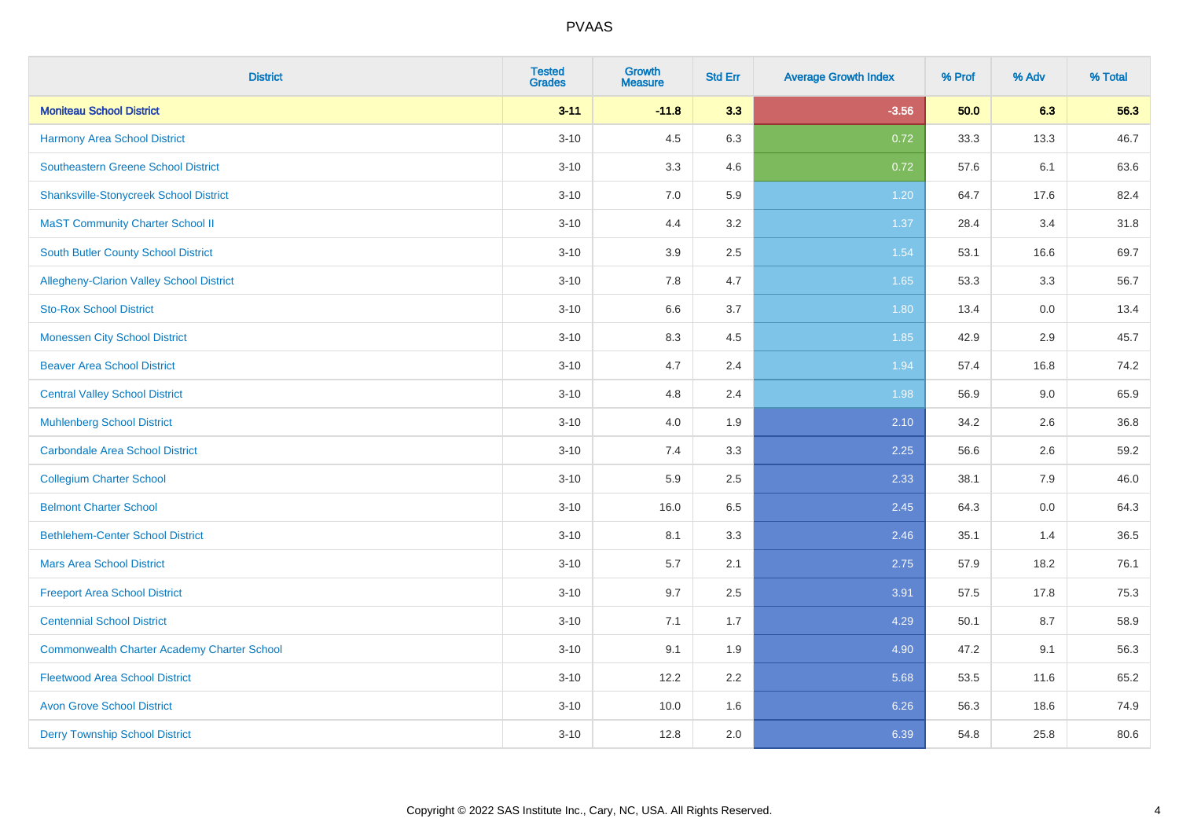| District | Tested Grades | Growth Measure | Std Err | Average Growth Index | % Prof | % Adv | % Total |
|---|---|---|---|---|---|---|---|
| **Moniteau School District** | **3-11** | **-11.8** | **3.3** | **-3.56** | **50.0** | **6.3** | **56.3** |
| Harmony Area School District | 3-10 | 4.5 | 6.3 | 0.72 | 33.3 | 13.3 | 46.7 |
| Southeastern Greene School District | 3-10 | 3.3 | 4.6 | 0.72 | 57.6 | 6.1 | 63.6 |
| Shanksville-Stonycreek School District | 3-10 | 7.0 | 5.9 | 1.20 | 64.7 | 17.6 | 82.4 |
| MaST Community Charter School II | 3-10 | 4.4 | 3.2 | 1.37 | 28.4 | 3.4 | 31.8 |
| South Butler County School District | 3-10 | 3.9 | 2.5 | 1.54 | 53.1 | 16.6 | 69.7 |
| Allegheny-Clarion Valley School District | 3-10 | 7.8 | 4.7 | 1.65 | 53.3 | 3.3 | 56.7 |
| Sto-Rox School District | 3-10 | 6.6 | 3.7 | 1.80 | 13.4 | 0.0 | 13.4 |
| Monessen City School District | 3-10 | 8.3 | 4.5 | 1.85 | 42.9 | 2.9 | 45.7 |
| Beaver Area School District | 3-10 | 4.7 | 2.4 | 1.94 | 57.4 | 16.8 | 74.2 |
| Central Valley School District | 3-10 | 4.8 | 2.4 | 1.98 | 56.9 | 9.0 | 65.9 |
| Muhlenberg School District | 3-10 | 4.0 | 1.9 | 2.10 | 34.2 | 2.6 | 36.8 |
| Carbondale Area School District | 3-10 | 7.4 | 3.3 | 2.25 | 56.6 | 2.6 | 59.2 |
| Collegium Charter School | 3-10 | 5.9 | 2.5 | 2.33 | 38.1 | 7.9 | 46.0 |
| Belmont Charter School | 3-10 | 16.0 | 6.5 | 2.45 | 64.3 | 0.0 | 64.3 |
| Bethlehem-Center School District | 3-10 | 8.1 | 3.3 | 2.46 | 35.1 | 1.4 | 36.5 |
| Mars Area School District | 3-10 | 5.7 | 2.1 | 2.75 | 57.9 | 18.2 | 76.1 |
| Freeport Area School District | 3-10 | 9.7 | 2.5 | 3.91 | 57.5 | 17.8 | 75.3 |
| Centennial School District | 3-10 | 7.1 | 1.7 | 4.29 | 50.1 | 8.7 | 58.9 |
| Commonwealth Charter Academy Charter School | 3-10 | 9.1 | 1.9 | 4.90 | 47.2 | 9.1 | 56.3 |
| Fleetwood Area School District | 3-10 | 12.2 | 2.2 | 5.68 | 53.5 | 11.6 | 65.2 |
| Avon Grove School District | 3-10 | 10.0 | 1.6 | 6.26 | 56.3 | 18.6 | 74.9 |
| Derry Township School District | 3-10 | 12.8 | 2.0 | 6.39 | 54.8 | 25.8 | 80.6 |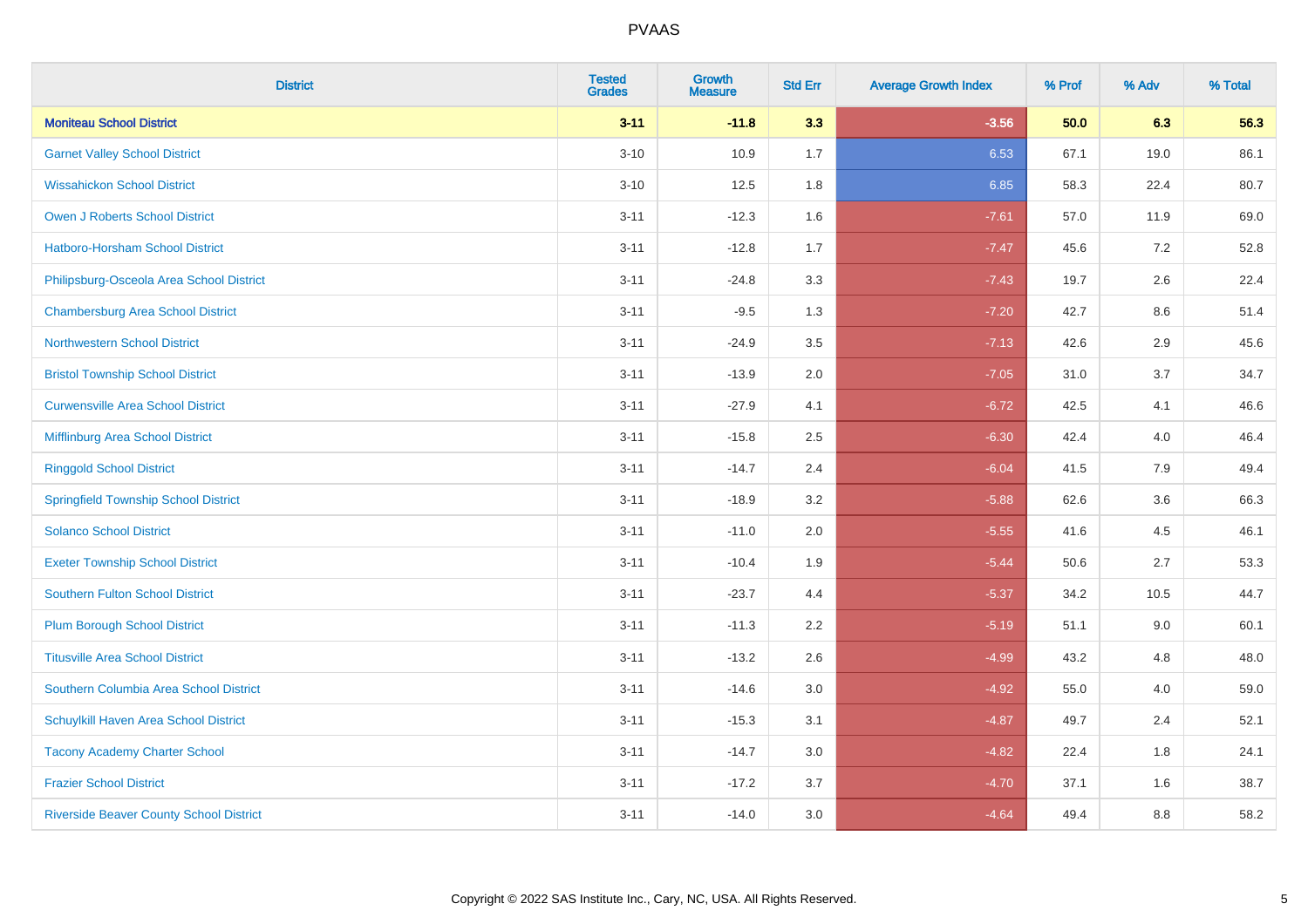# PVAAS

| District | Tested Grades | Growth Measure | Std Err | Average Growth Index | % Prof | % Adv | % Total |
|---|---|---|---|---|---|---|---|
| **Moniteau School District** | **3-11** | **-11.8** | **3.3** | **-3.56** | **50.0** | **6.3** | **56.3** |
| Garnet Valley School District | 3-10 | 10.9 | 1.7 | 6.53 | 67.1 | 19.0 | 86.1 |
| Wissahickon School District | 3-10 | 12.5 | 1.8 | 6.85 | 58.3 | 22.4 | 80.7 |
| Owen J Roberts School District | 3-11 | -12.3 | 1.6 | -7.61 | 57.0 | 11.9 | 69.0 |
| Hatboro-Horsham School District | 3-11 | -12.8 | 1.7 | -7.47 | 45.6 | 7.2 | 52.8 |
| Philipsburg-Osceola Area School District | 3-11 | -24.8 | 3.3 | -7.43 | 19.7 | 2.6 | 22.4 |
| Chambersburg Area School District | 3-11 | -9.5 | 1.3 | -7.20 | 42.7 | 8.6 | 51.4 |
| Northwestern School District | 3-11 | -24.9 | 3.5 | -7.13 | 42.6 | 2.9 | 45.6 |
| Bristol Township School District | 3-11 | -13.9 | 2.0 | -7.05 | 31.0 | 3.7 | 34.7 |
| Curwensville Area School District | 3-11 | -27.9 | 4.1 | -6.72 | 42.5 | 4.1 | 46.6 |
| Mifflinburg Area School District | 3-11 | -15.8 | 2.5 | -6.30 | 42.4 | 4.0 | 46.4 |
| Ringgold School District | 3-11 | -14.7 | 2.4 | -6.04 | 41.5 | 7.9 | 49.4 |
| Springfield Township School District | 3-11 | -18.9 | 3.2 | -5.88 | 62.6 | 3.6 | 66.3 |
| Solanco School District | 3-11 | -11.0 | 2.0 | -5.55 | 41.6 | 4.5 | 46.1 |
| Exeter Township School District | 3-11 | -10.4 | 1.9 | -5.44 | 50.6 | 2.7 | 53.3 |
| Southern Fulton School District | 3-11 | -23.7 | 4.4 | -5.37 | 34.2 | 10.5 | 44.7 |
| Plum Borough School District | 3-11 | -11.3 | 2.2 | -5.19 | 51.1 | 9.0 | 60.1 |
| Titusville Area School District | 3-11 | -13.2 | 2.6 | -4.99 | 43.2 | 4.8 | 48.0 |
| Southern Columbia Area School District | 3-11 | -14.6 | 3.0 | -4.92 | 55.0 | 4.0 | 59.0 |
| Schuylkill Haven Area School District | 3-11 | -15.3 | 3.1 | -4.87 | 49.7 | 2.4 | 52.1 |
| Tacony Academy Charter School | 3-11 | -14.7 | 3.0 | -4.82 | 22.4 | 1.8 | 24.1 |
| Frazier School District | 3-11 | -17.2 | 3.7 | -4.70 | 37.1 | 1.6 | 38.7 |
| Riverside Beaver County School District | 3-11 | -14.0 | 3.0 | -4.64 | 49.4 | 8.8 | 58.2 |

Copyright © 2022 SAS Institute Inc., Cary, NC, USA. All Rights Reserved.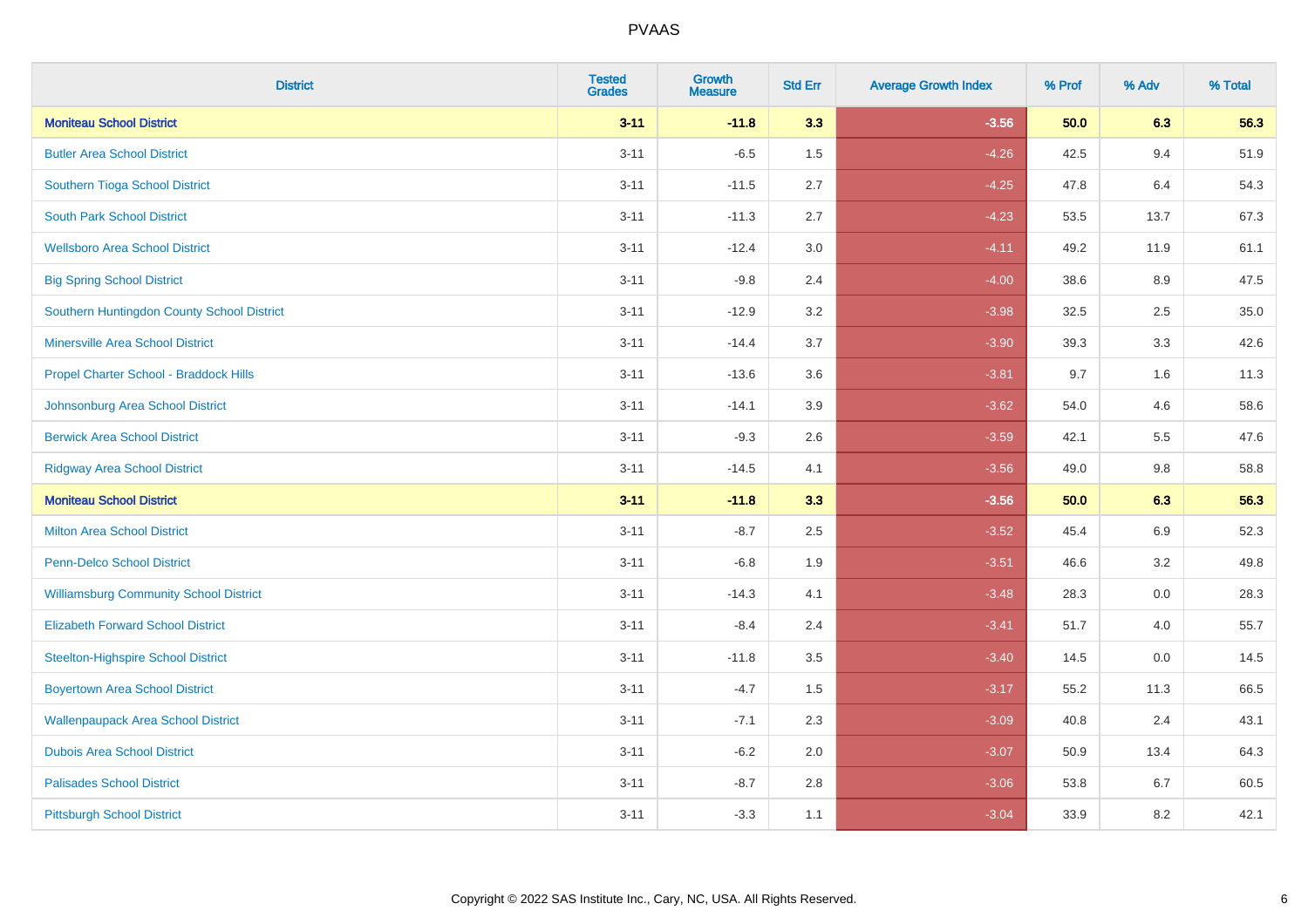| District | Tested Grades | Growth Measure | Std Err | Average Growth Index | % Prof | % Adv | % Total |
|---|---|---|---|---|---|---|---|
| **Moniteau School District** | **3-11** | **-11.8** | **3.3** | **-3.56** | **50.0** | **6.3** | **56.3** |
| Butler Area School District | 3-11 | -6.5 | 1.5 | -4.26 | 42.5 | 9.4 | 51.9 |
| Southern Tioga School District | 3-11 | -11.5 | 2.7 | -4.25 | 47.8 | 6.4 | 54.3 |
| South Park School District | 3-11 | -11.3 | 2.7 | -4.23 | 53.5 | 13.7 | 67.3 |
| Wellsboro Area School District | 3-11 | -12.4 | 3.0 | -4.11 | 49.2 | 11.9 | 61.1 |
| Big Spring School District | 3-11 | -9.8 | 2.4 | -4.00 | 38.6 | 8.9 | 47.5 |
| Southern Huntingdon County School District | 3-11 | -12.9 | 3.2 | -3.98 | 32.5 | 2.5 | 35.0 |
| Minersville Area School District | 3-11 | -14.4 | 3.7 | -3.90 | 39.3 | 3.3 | 42.6 |
| Propel Charter School - Braddock Hills | 3-11 | -13.6 | 3.6 | -3.81 | 9.7 | 1.6 | 11.3 |
| Johnsonburg Area School District | 3-11 | -14.1 | 3.9 | -3.62 | 54.0 | 4.6 | 58.6 |
| Berwick Area School District | 3-11 | -9.3 | 2.6 | -3.59 | 42.1 | 5.5 | 47.6 |
| Ridgway Area School District | 3-11 | -14.5 | 4.1 | -3.56 | 49.0 | 9.8 | 58.8 |
| **Moniteau School District** | **3-11** | **-11.8** | **3.3** | **-3.56** | **50.0** | **6.3** | **56.3** |
| Milton Area School District | 3-11 | -8.7 | 2.5 | -3.52 | 45.4 | 6.9 | 52.3 |
| Penn-Delco School District | 3-11 | -6.8 | 1.9 | -3.51 | 46.6 | 3.2 | 49.8 |
| Williamsburg Community School District | 3-11 | -14.3 | 4.1 | -3.48 | 28.3 | 0.0 | 28.3 |
| Elizabeth Forward School District | 3-11 | -8.4 | 2.4 | -3.41 | 51.7 | 4.0 | 55.7 |
| Steelton-Highspire School District | 3-11 | -11.8 | 3.5 | -3.40 | 14.5 | 0.0 | 14.5 |
| Boyertown Area School District | 3-11 | -4.7 | 1.5 | -3.17 | 55.2 | 11.3 | 66.5 |
| Wallenpaupack Area School District | 3-11 | -7.1 | 2.3 | -3.09 | 40.8 | 2.4 | 43.1 |
| Dubois Area School District | 3-11 | -6.2 | 2.0 | -3.07 | 50.9 | 13.4 | 64.3 |
| Palisades School District | 3-11 | -8.7 | 2.8 | -3.06 | 53.8 | 6.7 | 60.5 |
| Pittsburgh School District | 3-11 | -3.3 | 1.1 | -3.04 | 33.9 | 8.2 | 42.1 |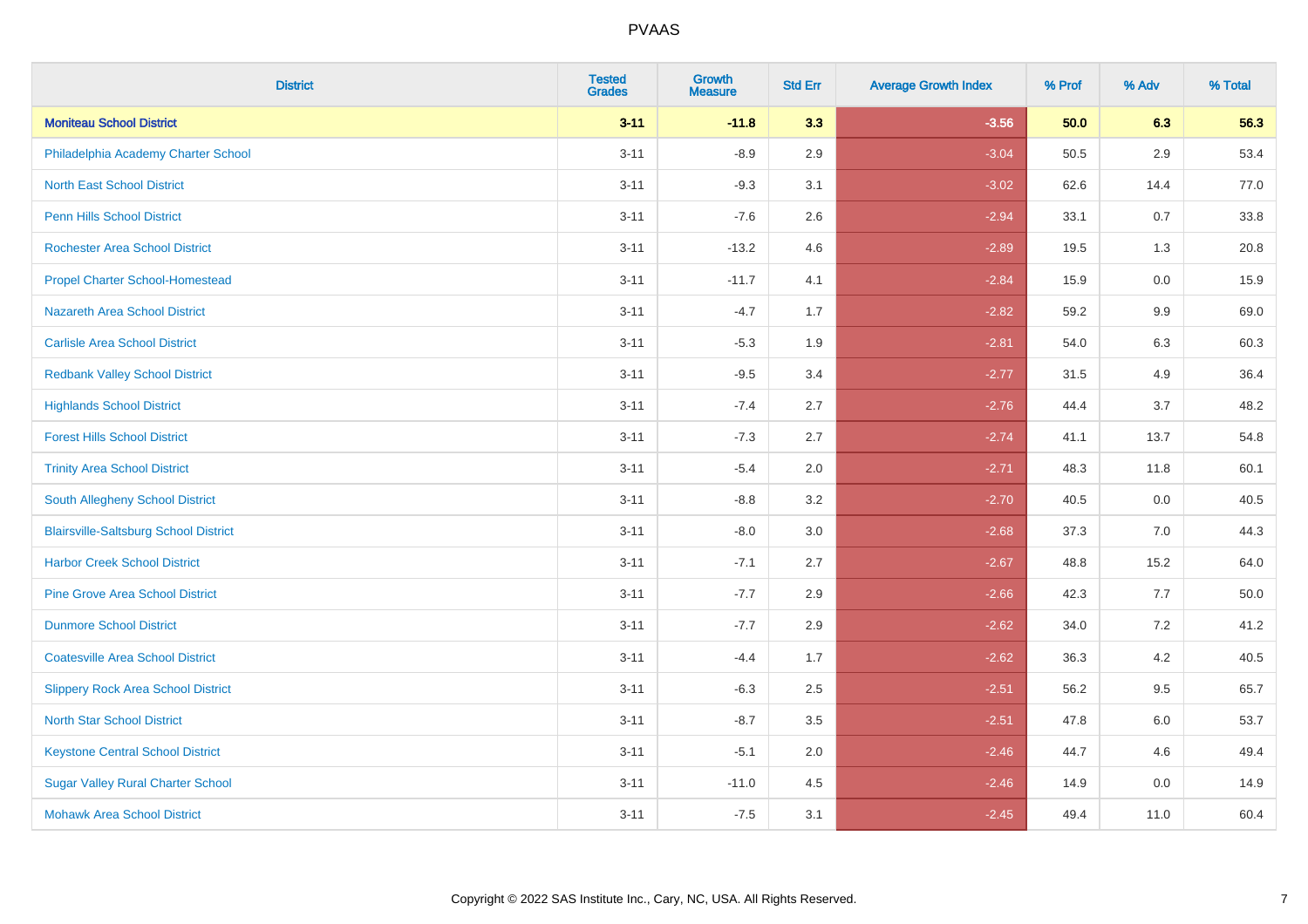# PVAAS

| District | Tested Grades | Growth Measure | Std Err | Average Growth Index | % Prof | % Adv | % Total |
|---|---|---|---|---|---|---|---|
| **Moniteau School District** | **3-11** | **-11.8** | **3.3** | **-3.56** | **50.0** | **6.3** | **56.3** |
| Philadelphia Academy Charter School | 3-11 | -8.9 | 2.9 | -3.04 | 50.5 | 2.9 | 53.4 |
| North East School District | 3-11 | -9.3 | 3.1 | -3.02 | 62.6 | 14.4 | 77.0 |
| Penn Hills School District | 3-11 | -7.6 | 2.6 | -2.94 | 33.1 | 0.7 | 33.8 |
| Rochester Area School District | 3-11 | -13.2 | 4.6 | -2.89 | 19.5 | 1.3 | 20.8 |
| Propel Charter School-Homestead | 3-11 | -11.7 | 4.1 | -2.84 | 15.9 | 0.0 | 15.9 |
| Nazareth Area School District | 3-11 | -4.7 | 1.7 | -2.82 | 59.2 | 9.9 | 69.0 |
| Carlisle Area School District | 3-11 | -5.3 | 1.9 | -2.81 | 54.0 | 6.3 | 60.3 |
| Redbank Valley School District | 3-11 | -9.5 | 3.4 | -2.77 | 31.5 | 4.9 | 36.4 |
| Highlands School District | 3-11 | -7.4 | 2.7 | -2.76 | 44.4 | 3.7 | 48.2 |
| Forest Hills School District | 3-11 | -7.3 | 2.7 | -2.74 | 41.1 | 13.7 | 54.8 |
| Trinity Area School District | 3-11 | -5.4 | 2.0 | -2.71 | 48.3 | 11.8 | 60.1 |
| South Allegheny School District | 3-11 | -8.8 | 3.2 | -2.70 | 40.5 | 0.0 | 40.5 |
| Blairsville-Saltsburg School District | 3-11 | -8.0 | 3.0 | -2.68 | 37.3 | 7.0 | 44.3 |
| Harbor Creek School District | 3-11 | -7.1 | 2.7 | -2.67 | 48.8 | 15.2 | 64.0 |
| Pine Grove Area School District | 3-11 | -7.7 | 2.9 | -2.66 | 42.3 | 7.7 | 50.0 |
| Dunmore School District | 3-11 | -7.7 | 2.9 | -2.62 | 34.0 | 7.2 | 41.2 |
| Coatesville Area School District | 3-11 | -4.4 | 1.7 | -2.62 | 36.3 | 4.2 | 40.5 |
| Slippery Rock Area School District | 3-11 | -6.3 | 2.5 | -2.51 | 56.2 | 9.5 | 65.7 |
| North Star School District | 3-11 | -8.7 | 3.5 | -2.51 | 47.8 | 6.0 | 53.7 |
| Keystone Central School District | 3-11 | -5.1 | 2.0 | -2.46 | 44.7 | 4.6 | 49.4 |
| Sugar Valley Rural Charter School | 3-11 | -11.0 | 4.5 | -2.46 | 14.9 | 0.0 | 14.9 |
| Mohawk Area School District | 3-11 | -7.5 | 3.1 | -2.45 | 49.4 | 11.0 | 60.4 |

Copyright © 2022 SAS Institute Inc., Cary, NC, USA. All Rights Reserved.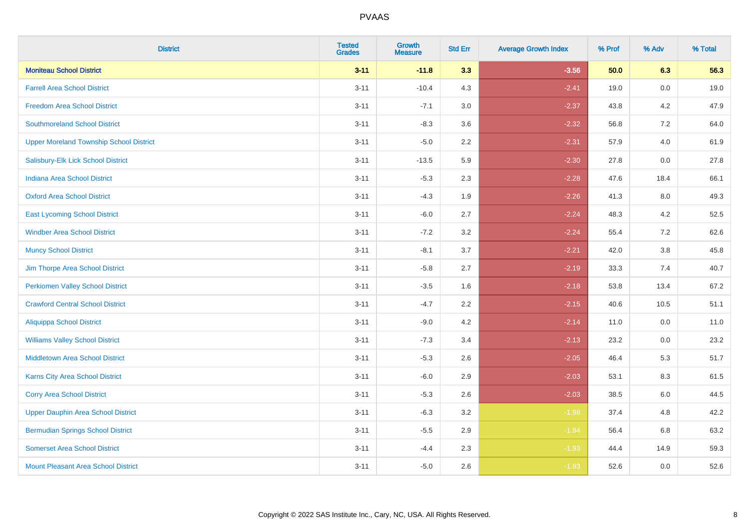| District | Tested Grades | Growth Measure | Std Err | Average Growth Index | % Prof | % Adv | % Total |
|---|---|---|---|---|---|---|---|
| **Moniteau School District** | **3-11** | **-11.8** | **3.3** | **-3.56** | **50.0** | **6.3** | **56.3** |
| Farrell Area School District | 3-11 | -10.4 | 4.3 | -2.41 | 19.0 | 0.0 | 19.0 |
| Freedom Area School District | 3-11 | -7.1 | 3.0 | -2.37 | 43.8 | 4.2 | 47.9 |
| Southmoreland School District | 3-11 | -8.3 | 3.6 | -2.32 | 56.8 | 7.2 | 64.0 |
| Upper Moreland Township School District | 3-11 | -5.0 | 2.2 | -2.31 | 57.9 | 4.0 | 61.9 |
| Salisbury-Elk Lick School District | 3-11 | -13.5 | 5.9 | -2.30 | 27.8 | 0.0 | 27.8 |
| Indiana Area School District | 3-11 | -5.3 | 2.3 | -2.28 | 47.6 | 18.4 | 66.1 |
| Oxford Area School District | 3-11 | -4.3 | 1.9 | -2.26 | 41.3 | 8.0 | 49.3 |
| East Lycoming School District | 3-11 | -6.0 | 2.7 | -2.24 | 48.3 | 4.2 | 52.5 |
| Windber Area School District | 3-11 | -7.2 | 3.2 | -2.24 | 55.4 | 7.2 | 62.6 |
| Muncy School District | 3-11 | -8.1 | 3.7 | -2.21 | 42.0 | 3.8 | 45.8 |
| Jim Thorpe Area School District | 3-11 | -5.8 | 2.7 | -2.19 | 33.3 | 7.4 | 40.7 |
| Perkiomen Valley School District | 3-11 | -3.5 | 1.6 | -2.18 | 53.8 | 13.4 | 67.2 |
| Crawford Central School District | 3-11 | -4.7 | 2.2 | -2.15 | 40.6 | 10.5 | 51.1 |
| Aliquippa School District | 3-11 | -9.0 | 4.2 | -2.14 | 11.0 | 0.0 | 11.0 |
| Williams Valley School District | 3-11 | -7.3 | 3.4 | -2.13 | 23.2 | 0.0 | 23.2 |
| Middletown Area School District | 3-11 | -5.3 | 2.6 | -2.05 | 46.4 | 5.3 | 51.7 |
| Karns City Area School District | 3-11 | -6.0 | 2.9 | -2.03 | 53.1 | 8.3 | 61.5 |
| Corry Area School District | 3-11 | -5.3 | 2.6 | -2.03 | 38.5 | 6.0 | 44.5 |
| Upper Dauphin Area School District | 3-11 | -6.3 | 3.2 | -1.98 | 37.4 | 4.8 | 42.2 |
| Bermudian Springs School District | 3-11 | -5.5 | 2.9 | -1.94 | 56.4 | 6.8 | 63.2 |
| Somerset Area School District | 3-11 | -4.4 | 2.3 | -1.93 | 44.4 | 14.9 | 59.3 |
| Mount Pleasant Area School District | 3-11 | -5.0 | 2.6 | -1.93 | 52.6 | 0.0 | 52.6 |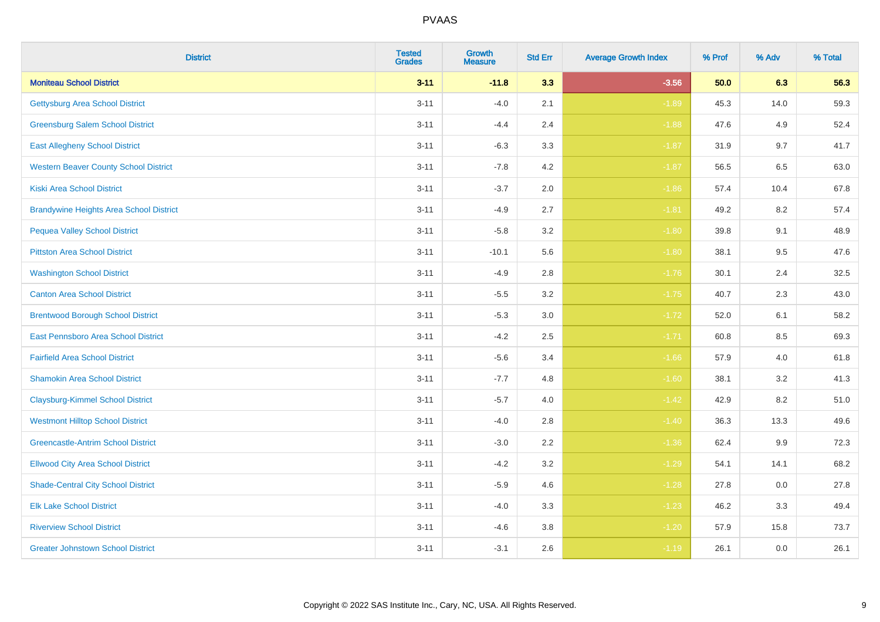| District | Tested Grades | Growth Measure | Std Err | Average Growth Index | % Prof | % Adv | % Total |
|---|---|---|---|---|---|---|---|
| **Moniteau School District** | **3-11** | **-11.8** | **3.3** | **-3.56** | **50.0** | **6.3** | **56.3** |
| Gettysburg Area School District | 3-11 | -4.0 | 2.1 | -1.89 | 45.3 | 14.0 | 59.3 |
| Greensburg Salem School District | 3-11 | -4.4 | 2.4 | -1.88 | 47.6 | 4.9 | 52.4 |
| East Allegheny School District | 3-11 | -6.3 | 3.3 | -1.87 | 31.9 | 9.7 | 41.7 |
| Western Beaver County School District | 3-11 | -7.8 | 4.2 | -1.87 | 56.5 | 6.5 | 63.0 |
| Kiski Area School District | 3-11 | -3.7 | 2.0 | -1.86 | 57.4 | 10.4 | 67.8 |
| Brandywine Heights Area School District | 3-11 | -4.9 | 2.7 | -1.81 | 49.2 | 8.2 | 57.4 |
| Pequea Valley School District | 3-11 | -5.8 | 3.2 | -1.80 | 39.8 | 9.1 | 48.9 |
| Pittston Area School District | 3-11 | -10.1 | 5.6 | -1.80 | 38.1 | 9.5 | 47.6 |
| Washington School District | 3-11 | -4.9 | 2.8 | -1.76 | 30.1 | 2.4 | 32.5 |
| Canton Area School District | 3-11 | -5.5 | 3.2 | -1.75 | 40.7 | 2.3 | 43.0 |
| Brentwood Borough School District | 3-11 | -5.3 | 3.0 | -1.72 | 52.0 | 6.1 | 58.2 |
| East Pennsboro Area School District | 3-11 | -4.2 | 2.5 | -1.71 | 60.8 | 8.5 | 69.3 |
| Fairfield Area School District | 3-11 | -5.6 | 3.4 | -1.66 | 57.9 | 4.0 | 61.8 |
| Shamokin Area School District | 3-11 | -7.7 | 4.8 | -1.60 | 38.1 | 3.2 | 41.3 |
| Claysburg-Kimmel School District | 3-11 | -5.7 | 4.0 | -1.42 | 42.9 | 8.2 | 51.0 |
| Westmont Hilltop School District | 3-11 | -4.0 | 2.8 | -1.40 | 36.3 | 13.3 | 49.6 |
| Greencastle-Antrim School District | 3-11 | -3.0 | 2.2 | -1.36 | 62.4 | 9.9 | 72.3 |
| Ellwood City Area School District | 3-11 | -4.2 | 3.2 | -1.29 | 54.1 | 14.1 | 68.2 |
| Shade-Central City School District | 3-11 | -5.9 | 4.6 | -1.28 | 27.8 | 0.0 | 27.8 |
| Elk Lake School District | 3-11 | -4.0 | 3.3 | -1.23 | 46.2 | 3.3 | 49.4 |
| Riverview School District | 3-11 | -4.6 | 3.8 | -1.20 | 57.9 | 15.8 | 73.7 |
| Greater Johnstown School District | 3-11 | -3.1 | 2.6 | -1.19 | 26.1 | 0.0 | 26.1 |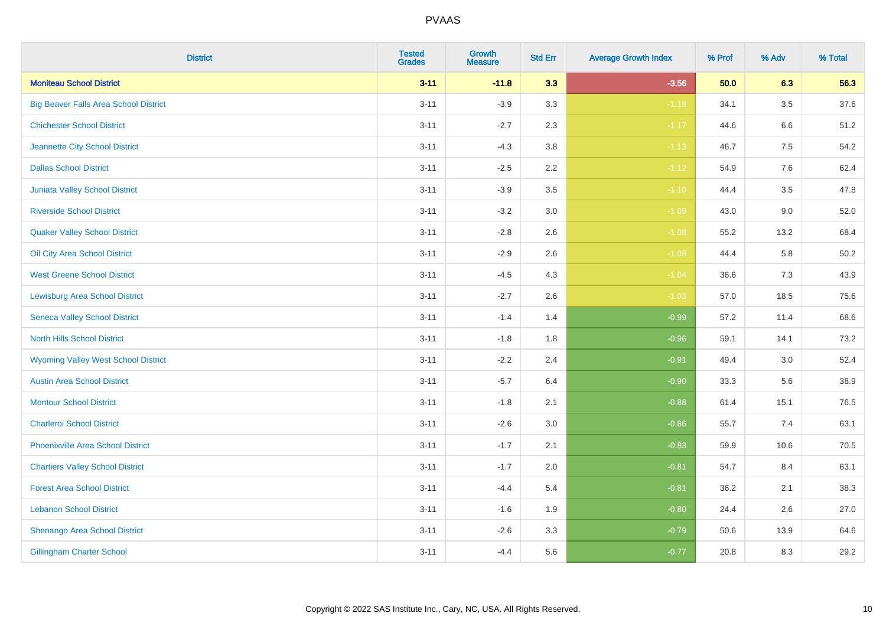| District | Tested Grades | Growth Measure | Std Err | Average Growth Index | % Prof | % Adv | % Total |
|---|---|---|---|---|---|---|---|
| **Moniteau School District** | **3-11** | **-11.8** | **3.3** | **-3.56** | **50.0** | **6.3** | **56.3** |
| Big Beaver Falls Area School District | 3-11 | -3.9 | 3.3 | -1.18 | 34.1 | 3.5 | 37.6 |
| Chichester School District | 3-11 | -2.7 | 2.3 | -1.17 | 44.6 | 6.6 | 51.2 |
| Jeannette City School District | 3-11 | -4.3 | 3.8 | -1.13 | 46.7 | 7.5 | 54.2 |
| Dallas School District | 3-11 | -2.5 | 2.2 | -1.12 | 54.9 | 7.6 | 62.4 |
| Juniata Valley School District | 3-11 | -3.9 | 3.5 | -1.10 | 44.4 | 3.5 | 47.8 |
| Riverside School District | 3-11 | -3.2 | 3.0 | -1.09 | 43.0 | 9.0 | 52.0 |
| Quaker Valley School District | 3-11 | -2.8 | 2.6 | -1.08 | 55.2 | 13.2 | 68.4 |
| Oil City Area School District | 3-11 | -2.9 | 2.6 | -1.08 | 44.4 | 5.8 | 50.2 |
| West Greene School District | 3-11 | -4.5 | 4.3 | -1.04 | 36.6 | 7.3 | 43.9 |
| Lewisburg Area School District | 3-11 | -2.7 | 2.6 | -1.03 | 57.0 | 18.5 | 75.6 |
| Seneca Valley School District | 3-11 | -1.4 | 1.4 | -0.99 | 57.2 | 11.4 | 68.6 |
| North Hills School District | 3-11 | -1.8 | 1.8 | -0.96 | 59.1 | 14.1 | 73.2 |
| Wyoming Valley West School District | 3-11 | -2.2 | 2.4 | -0.91 | 49.4 | 3.0 | 52.4 |
| Austin Area School District | 3-11 | -5.7 | 6.4 | -0.90 | 33.3 | 5.6 | 38.9 |
| Montour School District | 3-11 | -1.8 | 2.1 | -0.88 | 61.4 | 15.1 | 76.5 |
| Charleroi School District | 3-11 | -2.6 | 3.0 | -0.86 | 55.7 | 7.4 | 63.1 |
| Phoenixville Area School District | 3-11 | -1.7 | 2.1 | -0.83 | 59.9 | 10.6 | 70.5 |
| Chartiers Valley School District | 3-11 | -1.7 | 2.0 | -0.81 | 54.7 | 8.4 | 63.1 |
| Forest Area School District | 3-11 | -4.4 | 5.4 | -0.81 | 36.2 | 2.1 | 38.3 |
| Lebanon School District | 3-11 | -1.6 | 1.9 | -0.80 | 24.4 | 2.6 | 27.0 |
| Shenango Area School District | 3-11 | -2.6 | 3.3 | -0.79 | 50.6 | 13.9 | 64.6 |
| Gillingham Charter School | 3-11 | -4.4 | 5.6 | -0.77 | 20.8 | 8.3 | 29.2 |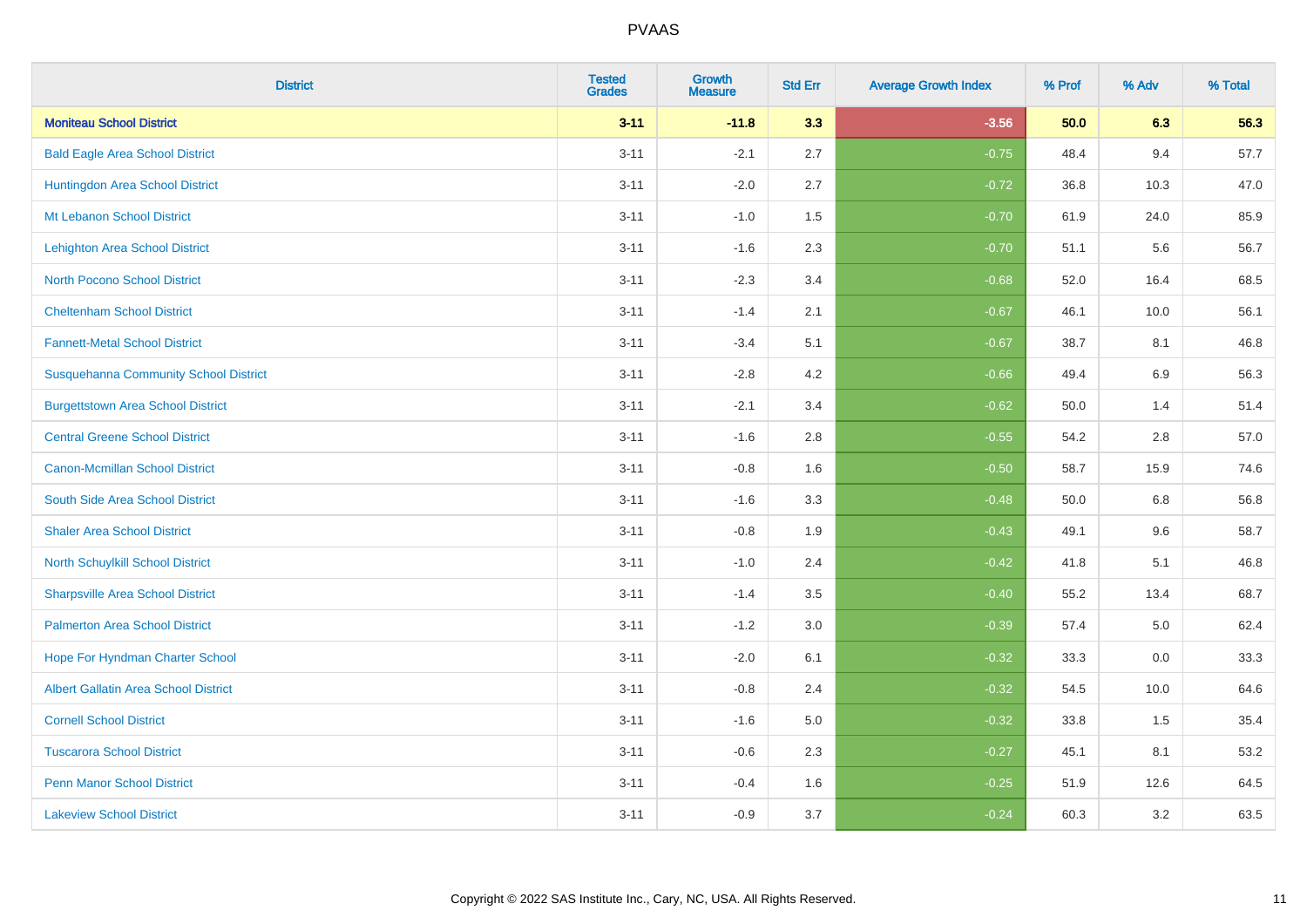# PVAAS

| District | Tested Grades | Growth Measure | Std Err | Average Growth Index | % Prof | % Adv | % Total |
|---|---|---|---|---|---|---|---|
| **Moniteau School District** | **3-11** | **-11.8** | **3.3** | **-3.56** | **50.0** | **6.3** | **56.3** |
| Bald Eagle Area School District | 3-11 | -2.1 | 2.7 | -0.75 | 48.4 | 9.4 | 57.7 |
| Huntingdon Area School District | 3-11 | -2.0 | 2.7 | -0.72 | 36.8 | 10.3 | 47.0 |
| Mt Lebanon School District | 3-11 | -1.0 | 1.5 | -0.70 | 61.9 | 24.0 | 85.9 |
| Lehighton Area School District | 3-11 | -1.6 | 2.3 | -0.70 | 51.1 | 5.6 | 56.7 |
| North Pocono School District | 3-11 | -2.3 | 3.4 | -0.68 | 52.0 | 16.4 | 68.5 |
| Cheltenham School District | 3-11 | -1.4 | 2.1 | -0.67 | 46.1 | 10.0 | 56.1 |
| Fannett-Metal School District | 3-11 | -3.4 | 5.1 | -0.67 | 38.7 | 8.1 | 46.8 |
| Susquehanna Community School District | 3-11 | -2.8 | 4.2 | -0.66 | 49.4 | 6.9 | 56.3 |
| Burgettstown Area School District | 3-11 | -2.1 | 3.4 | -0.62 | 50.0 | 1.4 | 51.4 |
| Central Greene School District | 3-11 | -1.6 | 2.8 | -0.55 | 54.2 | 2.8 | 57.0 |
| Canon-Mcmillan School District | 3-11 | -0.8 | 1.6 | -0.50 | 58.7 | 15.9 | 74.6 |
| South Side Area School District | 3-11 | -1.6 | 3.3 | -0.48 | 50.0 | 6.8 | 56.8 |
| Shaler Area School District | 3-11 | -0.8 | 1.9 | -0.43 | 49.1 | 9.6 | 58.7 |
| North Schuylkill School District | 3-11 | -1.0 | 2.4 | -0.42 | 41.8 | 5.1 | 46.8 |
| Sharpsville Area School District | 3-11 | -1.4 | 3.5 | -0.40 | 55.2 | 13.4 | 68.7 |
| Palmerton Area School District | 3-11 | -1.2 | 3.0 | -0.39 | 57.4 | 5.0 | 62.4 |
| Hope For Hyndman Charter School | 3-11 | -2.0 | 6.1 | -0.32 | 33.3 | 0.0 | 33.3 |
| Albert Gallatin Area School District | 3-11 | -0.8 | 2.4 | -0.32 | 54.5 | 10.0 | 64.6 |
| Cornell School District | 3-11 | -1.6 | 5.0 | -0.32 | 33.8 | 1.5 | 35.4 |
| Tuscarora School District | 3-11 | -0.6 | 2.3 | -0.27 | 45.1 | 8.1 | 53.2 |
| Penn Manor School District | 3-11 | -0.4 | 1.6 | -0.25 | 51.9 | 12.6 | 64.5 |
| Lakeview School District | 3-11 | -0.9 | 3.7 | -0.24 | 60.3 | 3.2 | 63.5 |

Copyright © 2022 SAS Institute Inc., Cary, NC, USA. All Rights Reserved.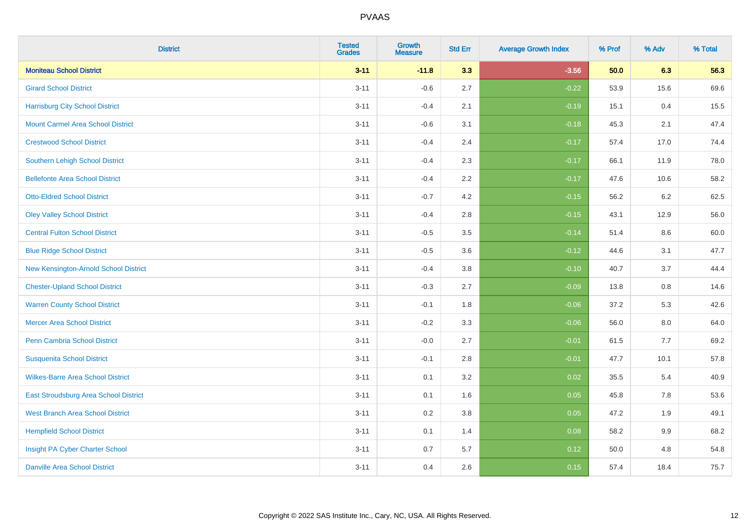# PVAAS

| District | Tested Grades | Growth Measure | Std Err | Average Growth Index | % Prof | % Adv | % Total |
|---|---|---|---|---|---|---|---|
| **Moniteau School District** | **3-11** | **-11.8** | **3.3** | **-3.56** | **50.0** | **6.3** | **56.3** |
| Girard School District | 3-11 | -0.6 | 2.7 | -0.22 | 53.9 | 15.6 | 69.6 |
| Harrisburg City School District | 3-11 | -0.4 | 2.1 | -0.19 | 15.1 | 0.4 | 15.5 |
| Mount Carmel Area School District | 3-11 | -0.6 | 3.1 | -0.18 | 45.3 | 2.1 | 47.4 |
| Crestwood School District | 3-11 | -0.4 | 2.4 | -0.17 | 57.4 | 17.0 | 74.4 |
| Southern Lehigh School District | 3-11 | -0.4 | 2.3 | -0.17 | 66.1 | 11.9 | 78.0 |
| Bellefonte Area School District | 3-11 | -0.4 | 2.2 | -0.17 | 47.6 | 10.6 | 58.2 |
| Otto-Eldred School District | 3-11 | -0.7 | 4.2 | -0.15 | 56.2 | 6.2 | 62.5 |
| Oley Valley School District | 3-11 | -0.4 | 2.8 | -0.15 | 43.1 | 12.9 | 56.0 |
| Central Fulton School District | 3-11 | -0.5 | 3.5 | -0.14 | 51.4 | 8.6 | 60.0 |
| Blue Ridge School District | 3-11 | -0.5 | 3.6 | -0.12 | 44.6 | 3.1 | 47.7 |
| New Kensington-Arnold School District | 3-11 | -0.4 | 3.8 | -0.10 | 40.7 | 3.7 | 44.4 |
| Chester-Upland School District | 3-11 | -0.3 | 2.7 | -0.09 | 13.8 | 0.8 | 14.6 |
| Warren County School District | 3-11 | -0.1 | 1.8 | -0.06 | 37.2 | 5.3 | 42.6 |
| Mercer Area School District | 3-11 | -0.2 | 3.3 | -0.06 | 56.0 | 8.0 | 64.0 |
| Penn Cambria School District | 3-11 | -0.0 | 2.7 | -0.01 | 61.5 | 7.7 | 69.2 |
| Susquenita School District | 3-11 | -0.1 | 2.8 | -0.01 | 47.7 | 10.1 | 57.8 |
| Wilkes-Barre Area School District | 3-11 | 0.1 | 3.2 | 0.02 | 35.5 | 5.4 | 40.9 |
| East Stroudsburg Area School District | 3-11 | 0.1 | 1.6 | 0.05 | 45.8 | 7.8 | 53.6 |
| West Branch Area School District | 3-11 | 0.2 | 3.8 | 0.05 | 47.2 | 1.9 | 49.1 |
| Hempfield School District | 3-11 | 0.1 | 1.4 | 0.08 | 58.2 | 9.9 | 68.2 |
| Insight PA Cyber Charter School | 3-11 | 0.7 | 5.7 | 0.12 | 50.0 | 4.8 | 54.8 |
| Danville Area School District | 3-11 | 0.4 | 2.6 | 0.15 | 57.4 | 18.4 | 75.7 |

Copyright © 2022 SAS Institute Inc., Cary, NC, USA. All Rights Reserved.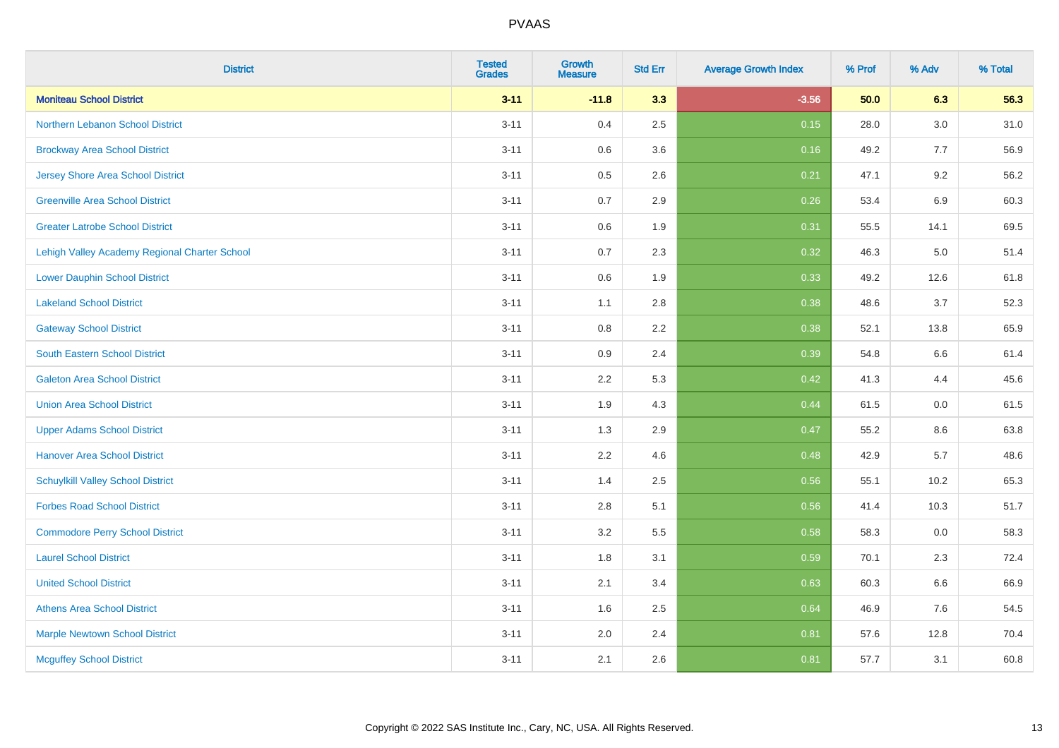# PVAAS

| District | Tested Grades | Growth Measure | Std Err | Average Growth Index | % Prof | % Adv | % Total |
|---|---|---|---|---|---|---|---|
| **Moniteau School District** | **3-11** | **-11.8** | **3.3** | **-3.56** | **50.0** | **6.3** | **56.3** |
| Northern Lebanon School District | 3-11 | 0.4 | 2.5 | 0.15 | 28.0 | 3.0 | 31.0 |
| Brockway Area School District | 3-11 | 0.6 | 3.6 | 0.16 | 49.2 | 7.7 | 56.9 |
| Jersey Shore Area School District | 3-11 | 0.5 | 2.6 | 0.21 | 47.1 | 9.2 | 56.2 |
| Greenville Area School District | 3-11 | 0.7 | 2.9 | 0.26 | 53.4 | 6.9 | 60.3 |
| Greater Latrobe School District | 3-11 | 0.6 | 1.9 | 0.31 | 55.5 | 14.1 | 69.5 |
| Lehigh Valley Academy Regional Charter School | 3-11 | 0.7 | 2.3 | 0.32 | 46.3 | 5.0 | 51.4 |
| Lower Dauphin School District | 3-11 | 0.6 | 1.9 | 0.33 | 49.2 | 12.6 | 61.8 |
| Lakeland School District | 3-11 | 1.1 | 2.8 | 0.38 | 48.6 | 3.7 | 52.3 |
| Gateway School District | 3-11 | 0.8 | 2.2 | 0.38 | 52.1 | 13.8 | 65.9 |
| South Eastern School District | 3-11 | 0.9 | 2.4 | 0.39 | 54.8 | 6.6 | 61.4 |
| Galeton Area School District | 3-11 | 2.2 | 5.3 | 0.42 | 41.3 | 4.4 | 45.6 |
| Union Area School District | 3-11 | 1.9 | 4.3 | 0.44 | 61.5 | 0.0 | 61.5 |
| Upper Adams School District | 3-11 | 1.3 | 2.9 | 0.47 | 55.2 | 8.6 | 63.8 |
| Hanover Area School District | 3-11 | 2.2 | 4.6 | 0.48 | 42.9 | 5.7 | 48.6 |
| Schuylkill Valley School District | 3-11 | 1.4 | 2.5 | 0.56 | 55.1 | 10.2 | 65.3 |
| Forbes Road School District | 3-11 | 2.8 | 5.1 | 0.56 | 41.4 | 10.3 | 51.7 |
| Commodore Perry School District | 3-11 | 3.2 | 5.5 | 0.58 | 58.3 | 0.0 | 58.3 |
| Laurel School District | 3-11 | 1.8 | 3.1 | 0.59 | 70.1 | 2.3 | 72.4 |
| United School District | 3-11 | 2.1 | 3.4 | 0.63 | 60.3 | 6.6 | 66.9 |
| Athens Area School District | 3-11 | 1.6 | 2.5 | 0.64 | 46.9 | 7.6 | 54.5 |
| Marple Newtown School District | 3-11 | 2.0 | 2.4 | 0.81 | 57.6 | 12.8 | 70.4 |
| Mcguffey School District | 3-11 | 2.1 | 2.6 | 0.81 | 57.7 | 3.1 | 60.8 |

Copyright © 2022 SAS Institute Inc., Cary, NC, USA. All Rights Reserved.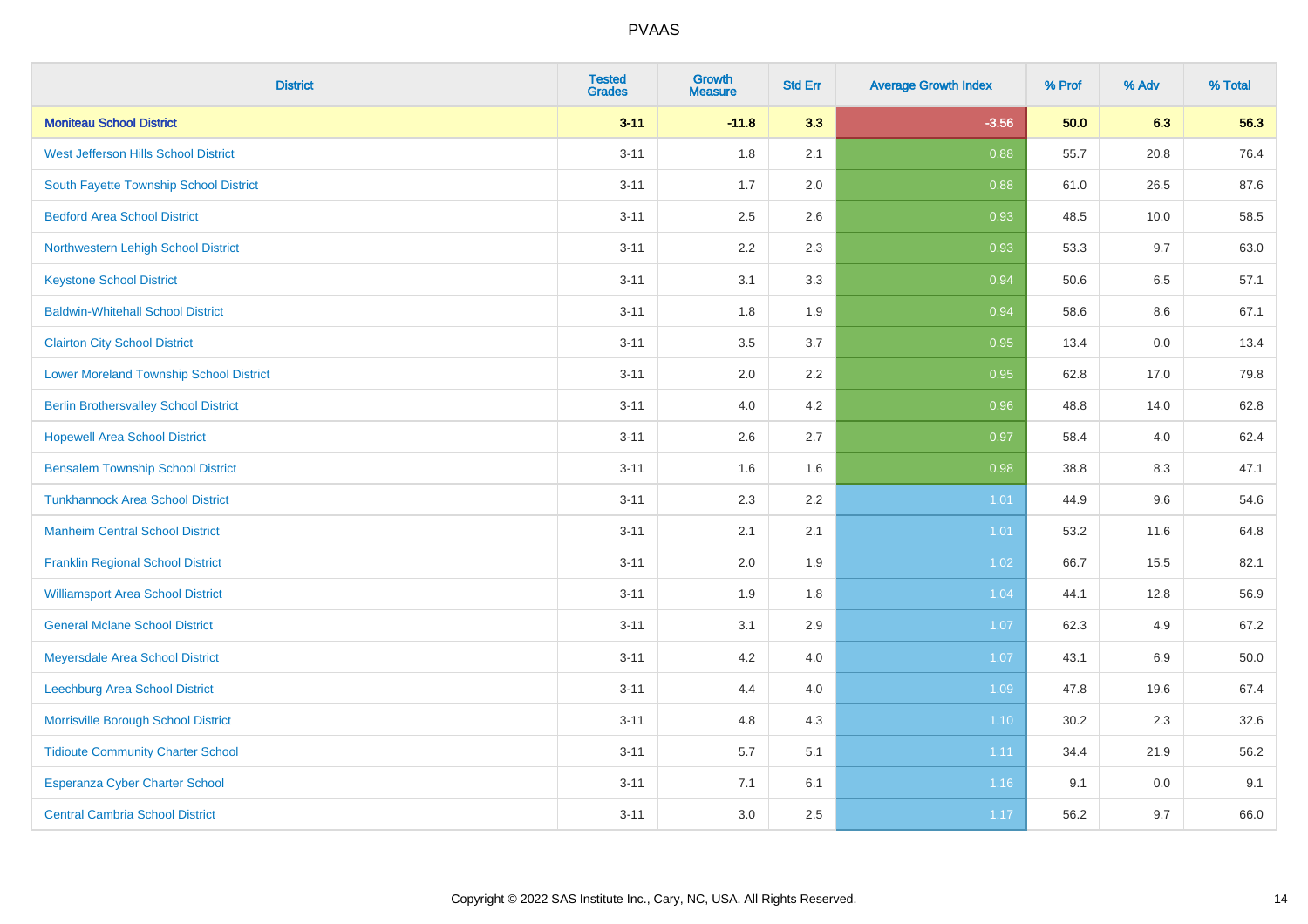# PVAAS

| District | Tested Grades | Growth Measure | Std Err | Average Growth Index | % Prof | % Adv | % Total |
|---|---|---|---|---|---|---|---|
| **Moniteau School District** | **3-11** | **-11.8** | **3.3** | **-3.56** | **50.0** | **6.3** | **56.3** |
| West Jefferson Hills School District | 3-11 | 1.8 | 2.1 | 0.88 | 55.7 | 20.8 | 76.4 |
| South Fayette Township School District | 3-11 | 1.7 | 2.0 | 0.88 | 61.0 | 26.5 | 87.6 |
| Bedford Area School District | 3-11 | 2.5 | 2.6 | 0.93 | 48.5 | 10.0 | 58.5 |
| Northwestern Lehigh School District | 3-11 | 2.2 | 2.3 | 0.93 | 53.3 | 9.7 | 63.0 |
| Keystone School District | 3-11 | 3.1 | 3.3 | 0.94 | 50.6 | 6.5 | 57.1 |
| Baldwin-Whitehall School District | 3-11 | 1.8 | 1.9 | 0.94 | 58.6 | 8.6 | 67.1 |
| Clairton City School District | 3-11 | 3.5 | 3.7 | 0.95 | 13.4 | 0.0 | 13.4 |
| Lower Moreland Township School District | 3-11 | 2.0 | 2.2 | 0.95 | 62.8 | 17.0 | 79.8 |
| Berlin Brothersvalley School District | 3-11 | 4.0 | 4.2 | 0.96 | 48.8 | 14.0 | 62.8 |
| Hopewell Area School District | 3-11 | 2.6 | 2.7 | 0.97 | 58.4 | 4.0 | 62.4 |
| Bensalem Township School District | 3-11 | 1.6 | 1.6 | 0.98 | 38.8 | 8.3 | 47.1 |
| Tunkhannock Area School District | 3-11 | 2.3 | 2.2 | 1.01 | 44.9 | 9.6 | 54.6 |
| Manheim Central School District | 3-11 | 2.1 | 2.1 | 1.01 | 53.2 | 11.6 | 64.8 |
| Franklin Regional School District | 3-11 | 2.0 | 1.9 | 1.02 | 66.7 | 15.5 | 82.1 |
| Williamsport Area School District | 3-11 | 1.9 | 1.8 | 1.04 | 44.1 | 12.8 | 56.9 |
| General Mclane School District | 3-11 | 3.1 | 2.9 | 1.07 | 62.3 | 4.9 | 67.2 |
| Meyersdale Area School District | 3-11 | 4.2 | 4.0 | 1.07 | 43.1 | 6.9 | 50.0 |
| Leechburg Area School District | 3-11 | 4.4 | 4.0 | 1.09 | 47.8 | 19.6 | 67.4 |
| Morrisville Borough School District | 3-11 | 4.8 | 4.3 | 1.10 | 30.2 | 2.3 | 32.6 |
| Tidioute Community Charter School | 3-11 | 5.7 | 5.1 | 1.11 | 34.4 | 21.9 | 56.2 |
| Esperanza Cyber Charter School | 3-11 | 7.1 | 6.1 | 1.16 | 9.1 | 0.0 | 9.1 |
| Central Cambria School District | 3-11 | 3.0 | 2.5 | 1.17 | 56.2 | 9.7 | 66.0 |

Copyright © 2022 SAS Institute Inc., Cary, NC, USA. All Rights Reserved.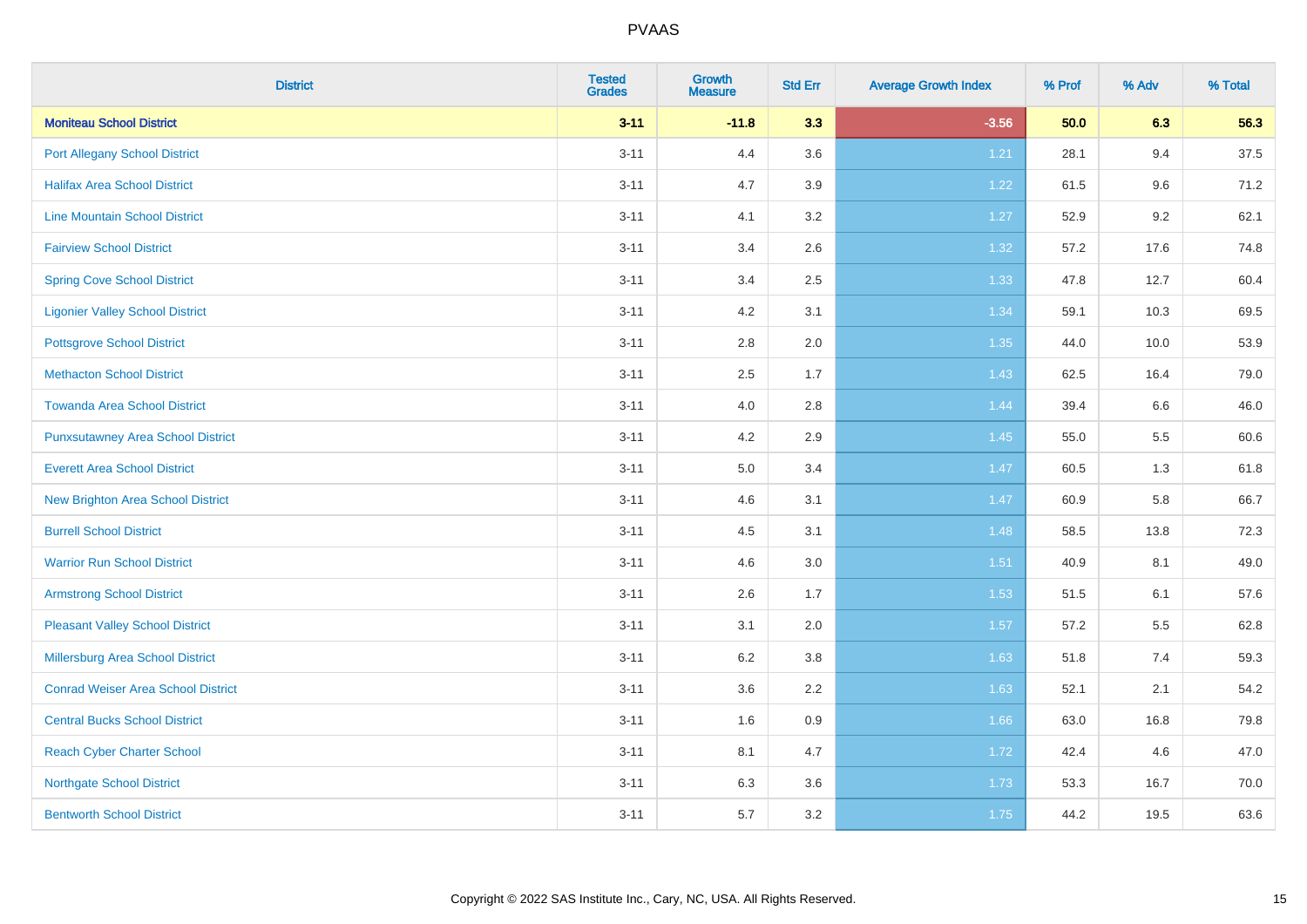| District | Tested Grades | Growth Measure | Std Err | Average Growth Index | % Prof | % Adv | % Total |
|---|---|---|---|---|---|---|---|
| **Moniteau School District** | **3-11** | **-11.8** | **3.3** | **-3.56** | **50.0** | **6.3** | **56.3** |
| Port Allegany School District | 3-11 | 4.4 | 3.6 | 1.21 | 28.1 | 9.4 | 37.5 |
| Halifax Area School District | 3-11 | 4.7 | 3.9 | 1.22 | 61.5 | 9.6 | 71.2 |
| Line Mountain School District | 3-11 | 4.1 | 3.2 | 1.27 | 52.9 | 9.2 | 62.1 |
| Fairview School District | 3-11 | 3.4 | 2.6 | 1.32 | 57.2 | 17.6 | 74.8 |
| Spring Cove School District | 3-11 | 3.4 | 2.5 | 1.33 | 47.8 | 12.7 | 60.4 |
| Ligonier Valley School District | 3-11 | 4.2 | 3.1 | 1.34 | 59.1 | 10.3 | 69.5 |
| Pottsgrove School District | 3-11 | 2.8 | 2.0 | 1.35 | 44.0 | 10.0 | 53.9 |
| Methacton School District | 3-11 | 2.5 | 1.7 | 1.43 | 62.5 | 16.4 | 79.0 |
| Towanda Area School District | 3-11 | 4.0 | 2.8 | 1.44 | 39.4 | 6.6 | 46.0 |
| Punxsutawney Area School District | 3-11 | 4.2 | 2.9 | 1.45 | 55.0 | 5.5 | 60.6 |
| Everett Area School District | 3-11 | 5.0 | 3.4 | 1.47 | 60.5 | 1.3 | 61.8 |
| New Brighton Area School District | 3-11 | 4.6 | 3.1 | 1.47 | 60.9 | 5.8 | 66.7 |
| Burrell School District | 3-11 | 4.5 | 3.1 | 1.48 | 58.5 | 13.8 | 72.3 |
| Warrior Run School District | 3-11 | 4.6 | 3.0 | 1.51 | 40.9 | 8.1 | 49.0 |
| Armstrong School District | 3-11 | 2.6 | 1.7 | 1.53 | 51.5 | 6.1 | 57.6 |
| Pleasant Valley School District | 3-11 | 3.1 | 2.0 | 1.57 | 57.2 | 5.5 | 62.8 |
| Millersburg Area School District | 3-11 | 6.2 | 3.8 | 1.63 | 51.8 | 7.4 | 59.3 |
| Conrad Weiser Area School District | 3-11 | 3.6 | 2.2 | 1.63 | 52.1 | 2.1 | 54.2 |
| Central Bucks School District | 3-11 | 1.6 | 0.9 | 1.66 | 63.0 | 16.8 | 79.8 |
| Reach Cyber Charter School | 3-11 | 8.1 | 4.7 | 1.72 | 42.4 | 4.6 | 47.0 |
| Northgate School District | 3-11 | 6.3 | 3.6 | 1.73 | 53.3 | 16.7 | 70.0 |
| Bentworth School District | 3-11 | 5.7 | 3.2 | 1.75 | 44.2 | 19.5 | 63.6 |

Copyright © 2022 SAS Institute Inc., Cary, NC, USA. All Rights Reserved.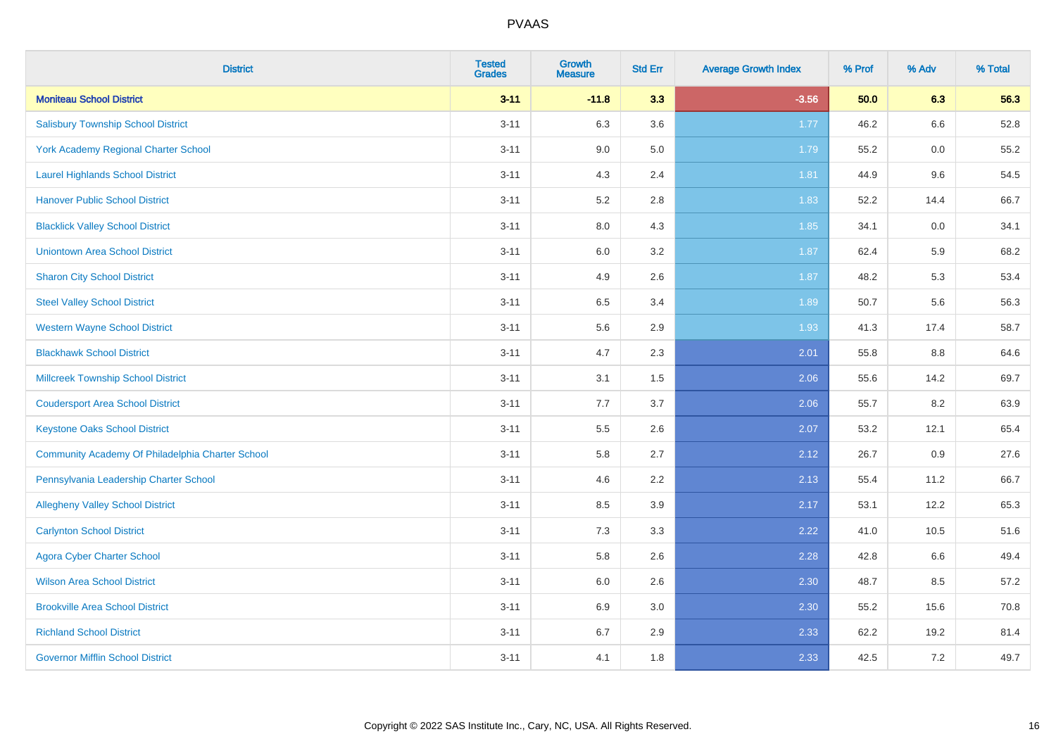# PVAAS

| District | Tested Grades | Growth Measure | Std Err | Average Growth Index | % Prof | % Adv | % Total |
|---|---|---|---|---|---|---|---|
| **Moniteau School District** | **3-11** | **-11.8** | **3.3** | **-3.56** | **50.0** | **6.3** | **56.3** |
| Salisbury Township School District | 3-11 | 6.3 | 3.6 | 1.77 | 46.2 | 6.6 | 52.8 |
| York Academy Regional Charter School | 3-11 | 9.0 | 5.0 | 1.79 | 55.2 | 0.0 | 55.2 |
| Laurel Highlands School District | 3-11 | 4.3 | 2.4 | 1.81 | 44.9 | 9.6 | 54.5 |
| Hanover Public School District | 3-11 | 5.2 | 2.8 | 1.83 | 52.2 | 14.4 | 66.7 |
| Blacklick Valley School District | 3-11 | 8.0 | 4.3 | 1.85 | 34.1 | 0.0 | 34.1 |
| Uniontown Area School District | 3-11 | 6.0 | 3.2 | 1.87 | 62.4 | 5.9 | 68.2 |
| Sharon City School District | 3-11 | 4.9 | 2.6 | 1.87 | 48.2 | 5.3 | 53.4 |
| Steel Valley School District | 3-11 | 6.5 | 3.4 | 1.89 | 50.7 | 5.6 | 56.3 |
| Western Wayne School District | 3-11 | 5.6 | 2.9 | 1.93 | 41.3 | 17.4 | 58.7 |
| Blackhawk School District | 3-11 | 4.7 | 2.3 | 2.01 | 55.8 | 8.8 | 64.6 |
| Millcreek Township School District | 3-11 | 3.1 | 1.5 | 2.06 | 55.6 | 14.2 | 69.7 |
| Coudersport Area School District | 3-11 | 7.7 | 3.7 | 2.06 | 55.7 | 8.2 | 63.9 |
| Keystone Oaks School District | 3-11 | 5.5 | 2.6 | 2.07 | 53.2 | 12.1 | 65.4 |
| Community Academy Of Philadelphia Charter School | 3-11 | 5.8 | 2.7 | 2.12 | 26.7 | 0.9 | 27.6 |
| Pennsylvania Leadership Charter School | 3-11 | 4.6 | 2.2 | 2.13 | 55.4 | 11.2 | 66.7 |
| Allegheny Valley School District | 3-11 | 8.5 | 3.9 | 2.17 | 53.1 | 12.2 | 65.3 |
| Carlynton School District | 3-11 | 7.3 | 3.3 | 2.22 | 41.0 | 10.5 | 51.6 |
| Agora Cyber Charter School | 3-11 | 5.8 | 2.6 | 2.28 | 42.8 | 6.6 | 49.4 |
| Wilson Area School District | 3-11 | 6.0 | 2.6 | 2.30 | 48.7 | 8.5 | 57.2 |
| Brookville Area School District | 3-11 | 6.9 | 3.0 | 2.30 | 55.2 | 15.6 | 70.8 |
| Richland School District | 3-11 | 6.7 | 2.9 | 2.33 | 62.2 | 19.2 | 81.4 |
| Governor Mifflin School District | 3-11 | 4.1 | 1.8 | 2.33 | 42.5 | 7.2 | 49.7 |

Copyright © 2022 SAS Institute Inc., Cary, NC, USA. All Rights Reserved.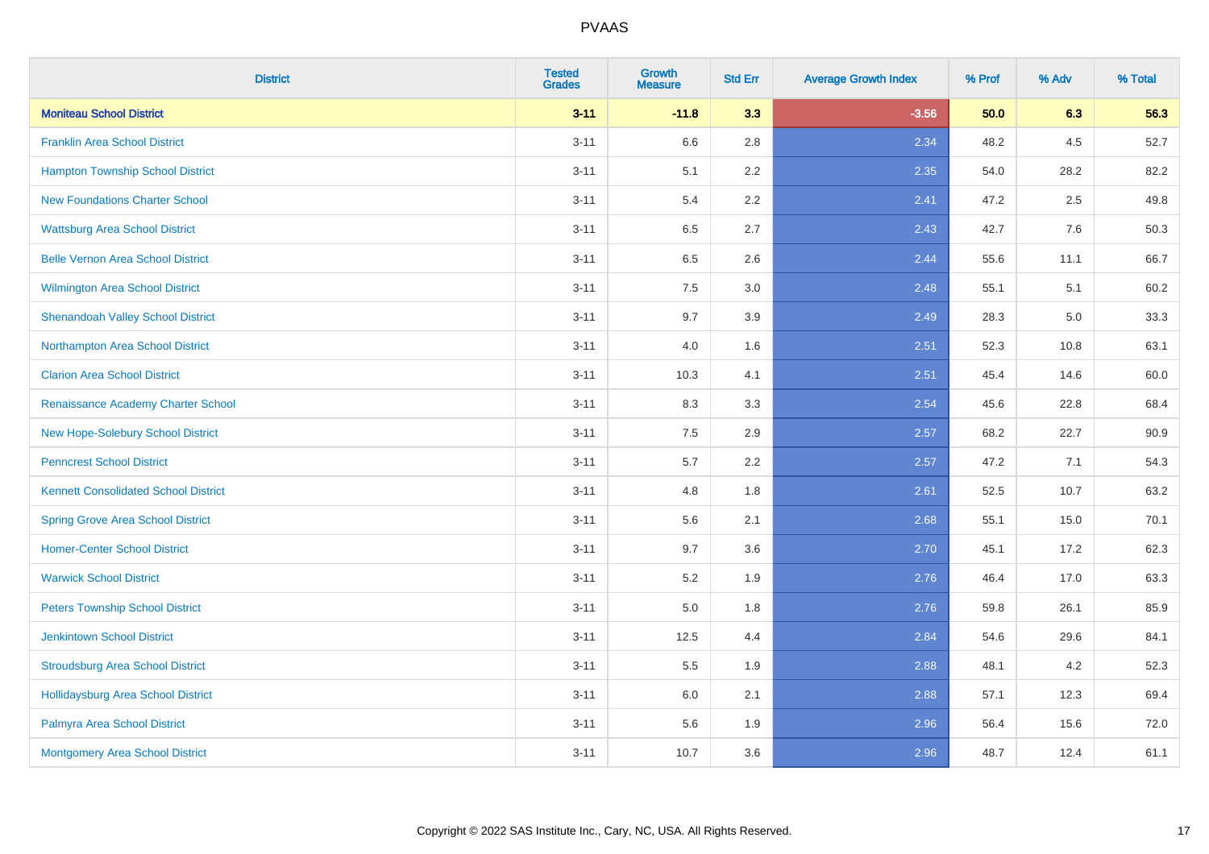| District | Tested Grades | Growth Measure | Std Err | Average Growth Index | % Prof | % Adv | % Total |
|---|---|---|---|---|---|---|---|
| **Moniteau School District** | **3-11** | **-11.8** | **3.3** | **-3.56** | **50.0** | **6.3** | **56.3** |
| Franklin Area School District | 3-11 | 6.6 | 2.8 | 2.34 | 48.2 | 4.5 | 52.7 |
| Hampton Township School District | 3-11 | 5.1 | 2.2 | 2.35 | 54.0 | 28.2 | 82.2 |
| New Foundations Charter School | 3-11 | 5.4 | 2.2 | 2.41 | 47.2 | 2.5 | 49.8 |
| Wattsburg Area School District | 3-11 | 6.5 | 2.7 | 2.43 | 42.7 | 7.6 | 50.3 |
| Belle Vernon Area School District | 3-11 | 6.5 | 2.6 | 2.44 | 55.6 | 11.1 | 66.7 |
| Wilmington Area School District | 3-11 | 7.5 | 3.0 | 2.48 | 55.1 | 5.1 | 60.2 |
| Shenandoah Valley School District | 3-11 | 9.7 | 3.9 | 2.49 | 28.3 | 5.0 | 33.3 |
| Northampton Area School District | 3-11 | 4.0 | 1.6 | 2.51 | 52.3 | 10.8 | 63.1 |
| Clarion Area School District | 3-11 | 10.3 | 4.1 | 2.51 | 45.4 | 14.6 | 60.0 |
| Renaissance Academy Charter School | 3-11 | 8.3 | 3.3 | 2.54 | 45.6 | 22.8 | 68.4 |
| New Hope-Solebury School District | 3-11 | 7.5 | 2.9 | 2.57 | 68.2 | 22.7 | 90.9 |
| Penncrest School District | 3-11 | 5.7 | 2.2 | 2.57 | 47.2 | 7.1 | 54.3 |
| Kennett Consolidated School District | 3-11 | 4.8 | 1.8 | 2.61 | 52.5 | 10.7 | 63.2 |
| Spring Grove Area School District | 3-11 | 5.6 | 2.1 | 2.68 | 55.1 | 15.0 | 70.1 |
| Homer-Center School District | 3-11 | 9.7 | 3.6 | 2.70 | 45.1 | 17.2 | 62.3 |
| Warwick School District | 3-11 | 5.2 | 1.9 | 2.76 | 46.4 | 17.0 | 63.3 |
| Peters Township School District | 3-11 | 5.0 | 1.8 | 2.76 | 59.8 | 26.1 | 85.9 |
| Jenkintown School District | 3-11 | 12.5 | 4.4 | 2.84 | 54.6 | 29.6 | 84.1 |
| Stroudsburg Area School District | 3-11 | 5.5 | 1.9 | 2.88 | 48.1 | 4.2 | 52.3 |
| Hollidaysburg Area School District | 3-11 | 6.0 | 2.1 | 2.88 | 57.1 | 12.3 | 69.4 |
| Palmyra Area School District | 3-11 | 5.6 | 1.9 | 2.96 | 56.4 | 15.6 | 72.0 |
| Montgomery Area School District | 3-11 | 10.7 | 3.6 | 2.96 | 48.7 | 12.4 | 61.1 |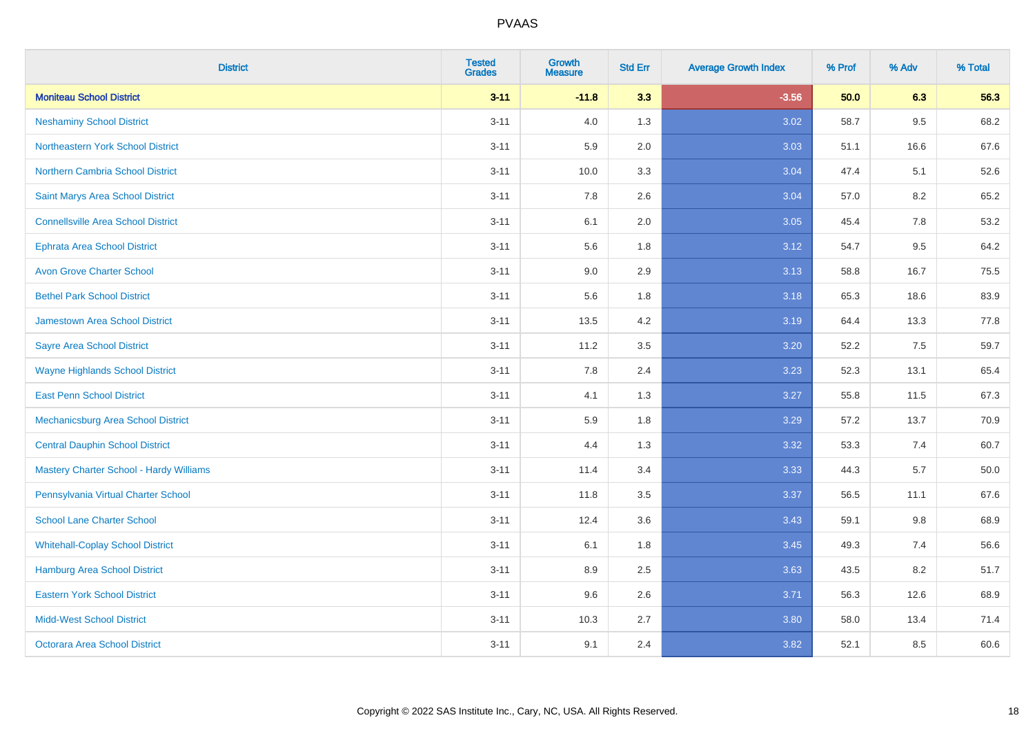| District | Tested Grades | Growth Measure | Std Err | Average Growth Index | % Prof | % Adv | % Total |
|---|---|---|---|---|---|---|---|
| **Moniteau School District** | **3-11** | **-11.8** | **3.3** | **-3.56** | **50.0** | **6.3** | **56.3** |
| Neshaminy School District | 3-11 | 4.0 | 1.3 | 3.02 | 58.7 | 9.5 | 68.2 |
| Northeastern York School District | 3-11 | 5.9 | 2.0 | 3.03 | 51.1 | 16.6 | 67.6 |
| Northern Cambria School District | 3-11 | 10.0 | 3.3 | 3.04 | 47.4 | 5.1 | 52.6 |
| Saint Marys Area School District | 3-11 | 7.8 | 2.6 | 3.04 | 57.0 | 8.2 | 65.2 |
| Connellsville Area School District | 3-11 | 6.1 | 2.0 | 3.05 | 45.4 | 7.8 | 53.2 |
| Ephrata Area School District | 3-11 | 5.6 | 1.8 | 3.12 | 54.7 | 9.5 | 64.2 |
| Avon Grove Charter School | 3-11 | 9.0 | 2.9 | 3.13 | 58.8 | 16.7 | 75.5 |
| Bethel Park School District | 3-11 | 5.6 | 1.8 | 3.18 | 65.3 | 18.6 | 83.9 |
| Jamestown Area School District | 3-11 | 13.5 | 4.2 | 3.19 | 64.4 | 13.3 | 77.8 |
| Sayre Area School District | 3-11 | 11.2 | 3.5 | 3.20 | 52.2 | 7.5 | 59.7 |
| Wayne Highlands School District | 3-11 | 7.8 | 2.4 | 3.23 | 52.3 | 13.1 | 65.4 |
| East Penn School District | 3-11 | 4.1 | 1.3 | 3.27 | 55.8 | 11.5 | 67.3 |
| Mechanicsburg Area School District | 3-11 | 5.9 | 1.8 | 3.29 | 57.2 | 13.7 | 70.9 |
| Central Dauphin School District | 3-11 | 4.4 | 1.3 | 3.32 | 53.3 | 7.4 | 60.7 |
| Mastery Charter School - Hardy Williams | 3-11 | 11.4 | 3.4 | 3.33 | 44.3 | 5.7 | 50.0 |
| Pennsylvania Virtual Charter School | 3-11 | 11.8 | 3.5 | 3.37 | 56.5 | 11.1 | 67.6 |
| School Lane Charter School | 3-11 | 12.4 | 3.6 | 3.43 | 59.1 | 9.8 | 68.9 |
| Whitehall-Coplay School District | 3-11 | 6.1 | 1.8 | 3.45 | 49.3 | 7.4 | 56.6 |
| Hamburg Area School District | 3-11 | 8.9 | 2.5 | 3.63 | 43.5 | 8.2 | 51.7 |
| Eastern York School District | 3-11 | 9.6 | 2.6 | 3.71 | 56.3 | 12.6 | 68.9 |
| Midd-West School District | 3-11 | 10.3 | 2.7 | 3.80 | 58.0 | 13.4 | 71.4 |
| Octorara Area School District | 3-11 | 9.1 | 2.4 | 3.82 | 52.1 | 8.5 | 60.6 |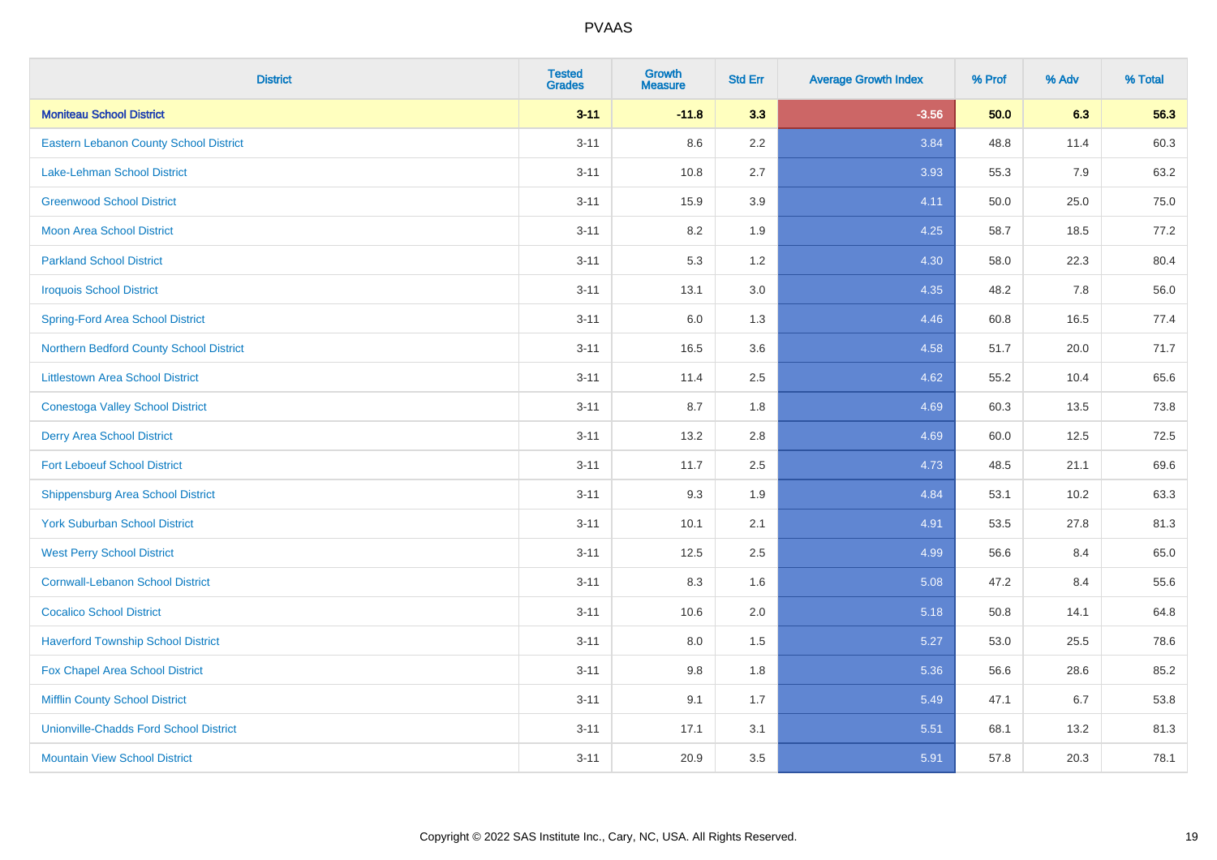# PVAAS

| District | Tested Grades | Growth Measure | Std Err | Average Growth Index | % Prof | % Adv | % Total |
|---|---|---|---|---|---|---|---|
| **Moniteau School District** | **3-11** | **-11.8** | **3.3** | **-3.56** | **50.0** | **6.3** | **56.3** |
| Eastern Lebanon County School District | 3-11 | 8.6 | 2.2 | 3.84 | 48.8 | 11.4 | 60.3 |
| Lake-Lehman School District | 3-11 | 10.8 | 2.7 | 3.93 | 55.3 | 7.9 | 63.2 |
| Greenwood School District | 3-11 | 15.9 | 3.9 | 4.11 | 50.0 | 25.0 | 75.0 |
| Moon Area School District | 3-11 | 8.2 | 1.9 | 4.25 | 58.7 | 18.5 | 77.2 |
| Parkland School District | 3-11 | 5.3 | 1.2 | 4.30 | 58.0 | 22.3 | 80.4 |
| Iroquois School District | 3-11 | 13.1 | 3.0 | 4.35 | 48.2 | 7.8 | 56.0 |
| Spring-Ford Area School District | 3-11 | 6.0 | 1.3 | 4.46 | 60.8 | 16.5 | 77.4 |
| Northern Bedford County School District | 3-11 | 16.5 | 3.6 | 4.58 | 51.7 | 20.0 | 71.7 |
| Littlestown Area School District | 3-11 | 11.4 | 2.5 | 4.62 | 55.2 | 10.4 | 65.6 |
| Conestoga Valley School District | 3-11 | 8.7 | 1.8 | 4.69 | 60.3 | 13.5 | 73.8 |
| Derry Area School District | 3-11 | 13.2 | 2.8 | 4.69 | 60.0 | 12.5 | 72.5 |
| Fort Leboeuf School District | 3-11 | 11.7 | 2.5 | 4.73 | 48.5 | 21.1 | 69.6 |
| Shippensburg Area School District | 3-11 | 9.3 | 1.9 | 4.84 | 53.1 | 10.2 | 63.3 |
| York Suburban School District | 3-11 | 10.1 | 2.1 | 4.91 | 53.5 | 27.8 | 81.3 |
| West Perry School District | 3-11 | 12.5 | 2.5 | 4.99 | 56.6 | 8.4 | 65.0 |
| Cornwall-Lebanon School District | 3-11 | 8.3 | 1.6 | 5.08 | 47.2 | 8.4 | 55.6 |
| Cocalico School District | 3-11 | 10.6 | 2.0 | 5.18 | 50.8 | 14.1 | 64.8 |
| Haverford Township School District | 3-11 | 8.0 | 1.5 | 5.27 | 53.0 | 25.5 | 78.6 |
| Fox Chapel Area School District | 3-11 | 9.8 | 1.8 | 5.36 | 56.6 | 28.6 | 85.2 |
| Mifflin County School District | 3-11 | 9.1 | 1.7 | 5.49 | 47.1 | 6.7 | 53.8 |
| Unionville-Chadds Ford School District | 3-11 | 17.1 | 3.1 | 5.51 | 68.1 | 13.2 | 81.3 |
| Mountain View School District | 3-11 | 20.9 | 3.5 | 5.91 | 57.8 | 20.3 | 78.1 |

Copyright © 2022 SAS Institute Inc., Cary, NC, USA. All Rights Reserved.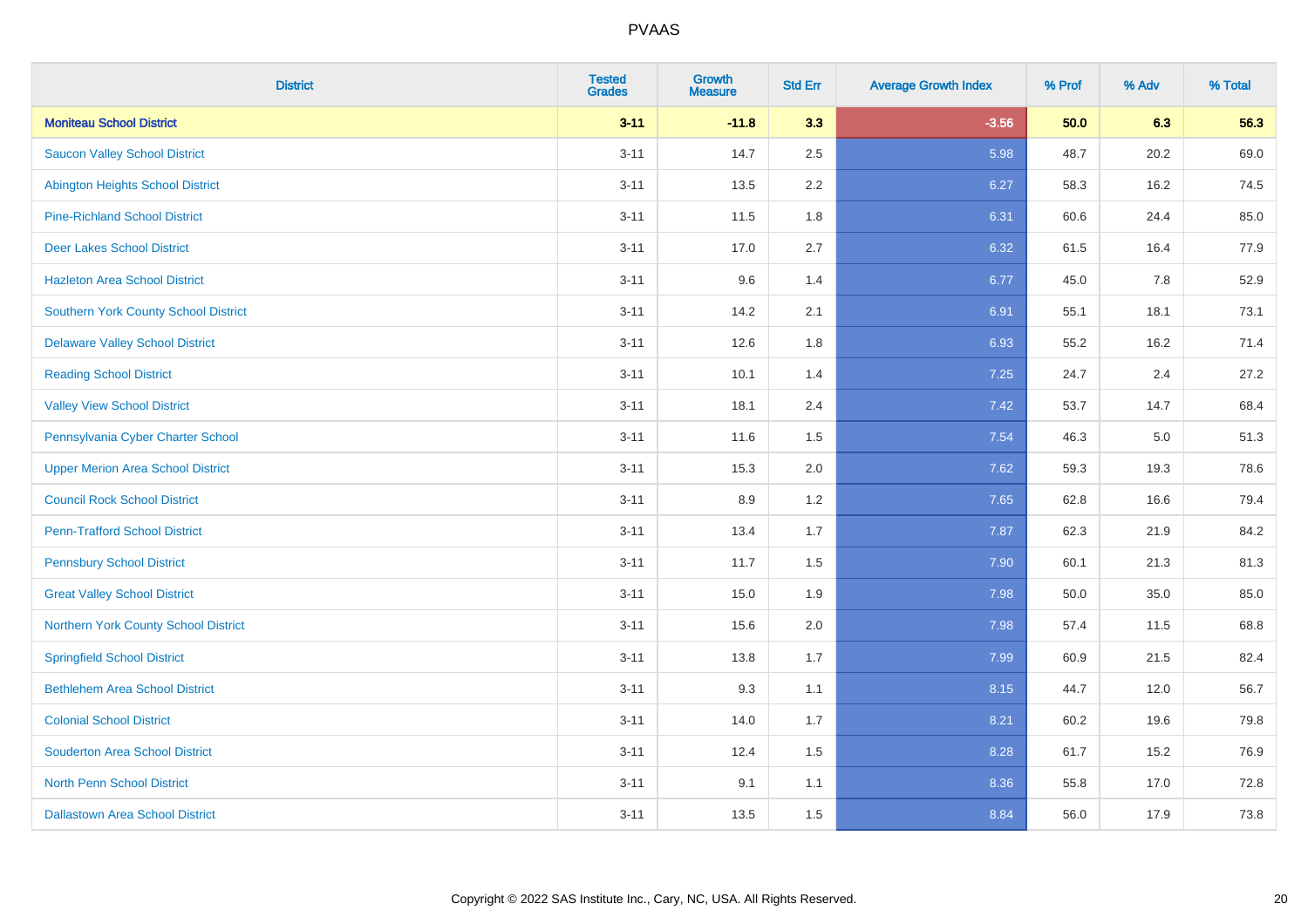# PVAAS

| District | Tested Grades | Growth Measure | Std Err | Average Growth Index | % Prof | % Adv | % Total |
|---|---|---|---|---|---|---|---|
| **Moniteau School District** | **3-11** | **-11.8** | **3.3** | **-3.56** | **50.0** | **6.3** | **56.3** |
| Saucon Valley School District | 3-11 | 14.7 | 2.5 | 5.98 | 48.7 | 20.2 | 69.0 |
| Abington Heights School District | 3-11 | 13.5 | 2.2 | 6.27 | 58.3 | 16.2 | 74.5 |
| Pine-Richland School District | 3-11 | 11.5 | 1.8 | 6.31 | 60.6 | 24.4 | 85.0 |
| Deer Lakes School District | 3-11 | 17.0 | 2.7 | 6.32 | 61.5 | 16.4 | 77.9 |
| Hazleton Area School District | 3-11 | 9.6 | 1.4 | 6.77 | 45.0 | 7.8 | 52.9 |
| Southern York County School District | 3-11 | 14.2 | 2.1 | 6.91 | 55.1 | 18.1 | 73.1 |
| Delaware Valley School District | 3-11 | 12.6 | 1.8 | 6.93 | 55.2 | 16.2 | 71.4 |
| Reading School District | 3-11 | 10.1 | 1.4 | 7.25 | 24.7 | 2.4 | 27.2 |
| Valley View School District | 3-11 | 18.1 | 2.4 | 7.42 | 53.7 | 14.7 | 68.4 |
| Pennsylvania Cyber Charter School | 3-11 | 11.6 | 1.5 | 7.54 | 46.3 | 5.0 | 51.3 |
| Upper Merion Area School District | 3-11 | 15.3 | 2.0 | 7.62 | 59.3 | 19.3 | 78.6 |
| Council Rock School District | 3-11 | 8.9 | 1.2 | 7.65 | 62.8 | 16.6 | 79.4 |
| Penn-Trafford School District | 3-11 | 13.4 | 1.7 | 7.87 | 62.3 | 21.9 | 84.2 |
| Pennsbury School District | 3-11 | 11.7 | 1.5 | 7.90 | 60.1 | 21.3 | 81.3 |
| Great Valley School District | 3-11 | 15.0 | 1.9 | 7.98 | 50.0 | 35.0 | 85.0 |
| Northern York County School District | 3-11 | 15.6 | 2.0 | 7.98 | 57.4 | 11.5 | 68.8 |
| Springfield School District | 3-11 | 13.8 | 1.7 | 7.99 | 60.9 | 21.5 | 82.4 |
| Bethlehem Area School District | 3-11 | 9.3 | 1.1 | 8.15 | 44.7 | 12.0 | 56.7 |
| Colonial School District | 3-11 | 14.0 | 1.7 | 8.21 | 60.2 | 19.6 | 79.8 |
| Souderton Area School District | 3-11 | 12.4 | 1.5 | 8.28 | 61.7 | 15.2 | 76.9 |
| North Penn School District | 3-11 | 9.1 | 1.1 | 8.36 | 55.8 | 17.0 | 72.8 |
| Dallastown Area School District | 3-11 | 13.5 | 1.5 | 8.84 | 56.0 | 17.9 | 73.8 |

Copyright © 2022 SAS Institute Inc., Cary, NC, USA. All Rights Reserved.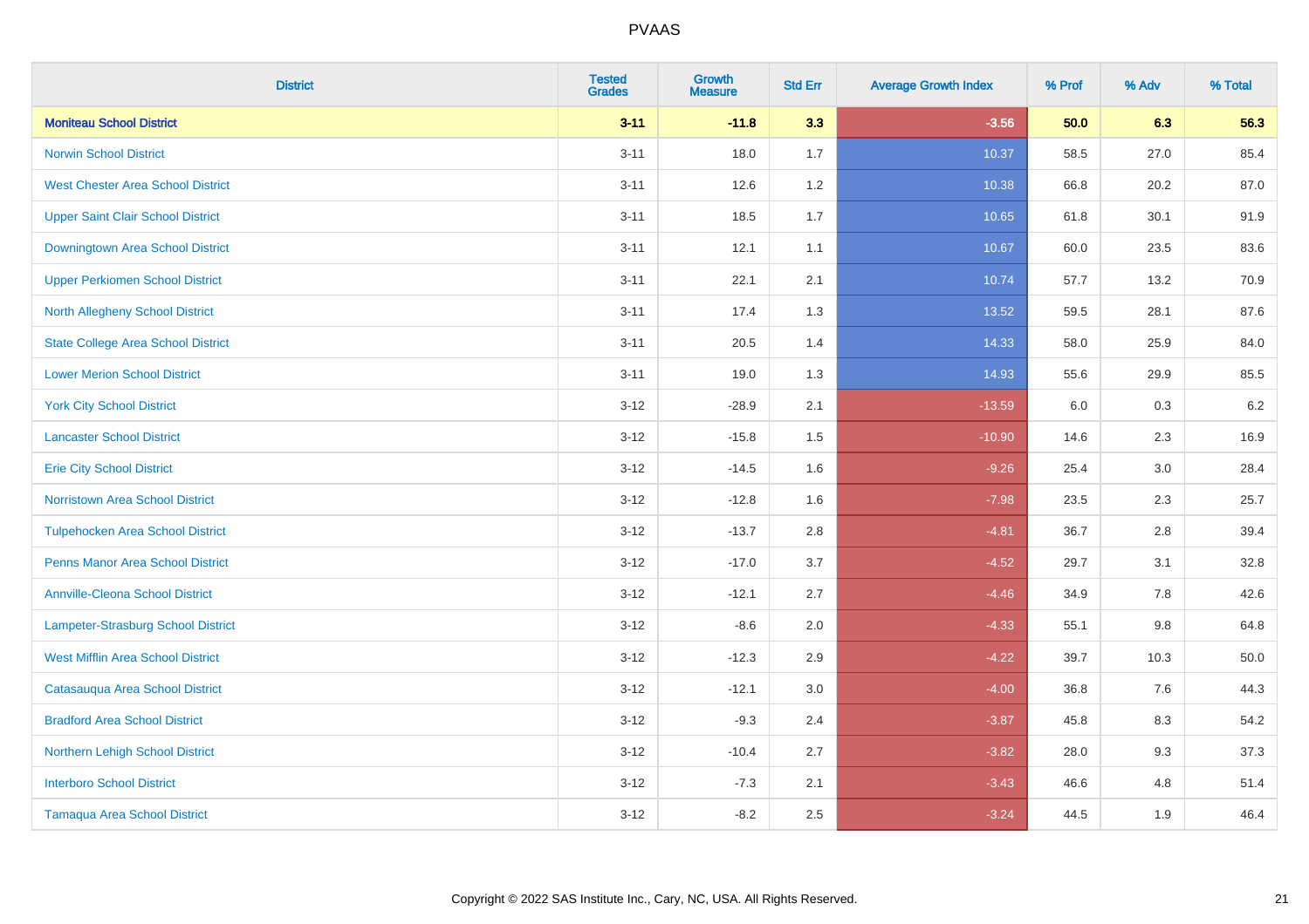# PVAAS

| District | Tested Grades | Growth Measure | Std Err | Average Growth Index | % Prof | % Adv | % Total |
|---|---|---|---|---|---|---|---|
| **Moniteau School District** | **3-11** | **-11.8** | **3.3** | **-3.56** | **50.0** | **6.3** | **56.3** |
| Norwin School District | 3-11 | 18.0 | 1.7 | 10.37 | 58.5 | 27.0 | 85.4 |
| West Chester Area School District | 3-11 | 12.6 | 1.2 | 10.38 | 66.8 | 20.2 | 87.0 |
| Upper Saint Clair School District | 3-11 | 18.5 | 1.7 | 10.65 | 61.8 | 30.1 | 91.9 |
| Downingtown Area School District | 3-11 | 12.1 | 1.1 | 10.67 | 60.0 | 23.5 | 83.6 |
| Upper Perkiomen School District | 3-11 | 22.1 | 2.1 | 10.74 | 57.7 | 13.2 | 70.9 |
| North Allegheny School District | 3-11 | 17.4 | 1.3 | 13.52 | 59.5 | 28.1 | 87.6 |
| State College Area School District | 3-11 | 20.5 | 1.4 | 14.33 | 58.0 | 25.9 | 84.0 |
| Lower Merion School District | 3-11 | 19.0 | 1.3 | 14.93 | 55.6 | 29.9 | 85.5 |
| York City School District | 3-12 | -28.9 | 2.1 | -13.59 | 6.0 | 0.3 | 6.2 |
| Lancaster School District | 3-12 | -15.8 | 1.5 | -10.90 | 14.6 | 2.3 | 16.9 |
| Erie City School District | 3-12 | -14.5 | 1.6 | -9.26 | 25.4 | 3.0 | 28.4 |
| Norristown Area School District | 3-12 | -12.8 | 1.6 | -7.98 | 23.5 | 2.3 | 25.7 |
| Tulpehocken Area School District | 3-12 | -13.7 | 2.8 | -4.81 | 36.7 | 2.8 | 39.4 |
| Penns Manor Area School District | 3-12 | -17.0 | 3.7 | -4.52 | 29.7 | 3.1 | 32.8 |
| Annville-Cleona School District | 3-12 | -12.1 | 2.7 | -4.46 | 34.9 | 7.8 | 42.6 |
| Lampeter-Strasburg School District | 3-12 | -8.6 | 2.0 | -4.33 | 55.1 | 9.8 | 64.8 |
| West Mifflin Area School District | 3-12 | -12.3 | 2.9 | -4.22 | 39.7 | 10.3 | 50.0 |
| Catasauqua Area School District | 3-12 | -12.1 | 3.0 | -4.00 | 36.8 | 7.6 | 44.3 |
| Bradford Area School District | 3-12 | -9.3 | 2.4 | -3.87 | 45.8 | 8.3 | 54.2 |
| Northern Lehigh School District | 3-12 | -10.4 | 2.7 | -3.82 | 28.0 | 9.3 | 37.3 |
| Interboro School District | 3-12 | -7.3 | 2.1 | -3.43 | 46.6 | 4.8 | 51.4 |
| Tamaqua Area School District | 3-12 | -8.2 | 2.5 | -3.24 | 44.5 | 1.9 | 46.4 |

Copyright © 2022 SAS Institute Inc., Cary, NC, USA. All Rights Reserved.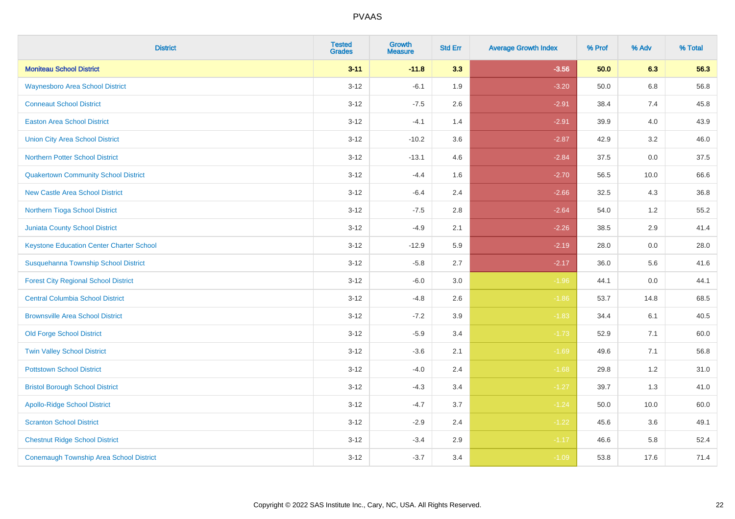| District | Tested Grades | Growth Measure | Std Err | Average Growth Index | % Prof | % Adv | % Total |
|---|---|---|---|---|---|---|---|
| **Moniteau School District** | **3-11** | **-11.8** | **3.3** | **-3.56** | **50.0** | **6.3** | **56.3** |
| Waynesboro Area School District | 3-12 | -6.1 | 1.9 | -3.20 | 50.0 | 6.8 | 56.8 |
| Conneaut School District | 3-12 | -7.5 | 2.6 | -2.91 | 38.4 | 7.4 | 45.8 |
| Easton Area School District | 3-12 | -4.1 | 1.4 | -2.91 | 39.9 | 4.0 | 43.9 |
| Union City Area School District | 3-12 | -10.2 | 3.6 | -2.87 | 42.9 | 3.2 | 46.0 |
| Northern Potter School District | 3-12 | -13.1 | 4.6 | -2.84 | 37.5 | 0.0 | 37.5 |
| Quakertown Community School District | 3-12 | -4.4 | 1.6 | -2.70 | 56.5 | 10.0 | 66.6 |
| New Castle Area School District | 3-12 | -6.4 | 2.4 | -2.66 | 32.5 | 4.3 | 36.8 |
| Northern Tioga School District | 3-12 | -7.5 | 2.8 | -2.64 | 54.0 | 1.2 | 55.2 |
| Juniata County School District | 3-12 | -4.9 | 2.1 | -2.26 | 38.5 | 2.9 | 41.4 |
| Keystone Education Center Charter School | 3-12 | -12.9 | 5.9 | -2.19 | 28.0 | 0.0 | 28.0 |
| Susquehanna Township School District | 3-12 | -5.8 | 2.7 | -2.17 | 36.0 | 5.6 | 41.6 |
| Forest City Regional School District | 3-12 | -6.0 | 3.0 | -1.96 | 44.1 | 0.0 | 44.1 |
| Central Columbia School District | 3-12 | -4.8 | 2.6 | -1.86 | 53.7 | 14.8 | 68.5 |
| Brownsville Area School District | 3-12 | -7.2 | 3.9 | -1.83 | 34.4 | 6.1 | 40.5 |
| Old Forge School District | 3-12 | -5.9 | 3.4 | -1.73 | 52.9 | 7.1 | 60.0 |
| Twin Valley School District | 3-12 | -3.6 | 2.1 | -1.69 | 49.6 | 7.1 | 56.8 |
| Pottstown School District | 3-12 | -4.0 | 2.4 | -1.68 | 29.8 | 1.2 | 31.0 |
| Bristol Borough School District | 3-12 | -4.3 | 3.4 | -1.27 | 39.7 | 1.3 | 41.0 |
| Apollo-Ridge School District | 3-12 | -4.7 | 3.7 | -1.24 | 50.0 | 10.0 | 60.0 |
| Scranton School District | 3-12 | -2.9 | 2.4 | -1.22 | 45.6 | 3.6 | 49.1 |
| Chestnut Ridge School District | 3-12 | -3.4 | 2.9 | -1.17 | 46.6 | 5.8 | 52.4 |
| Conemaugh Township Area School District | 3-12 | -3.7 | 3.4 | -1.09 | 53.8 | 17.6 | 71.4 |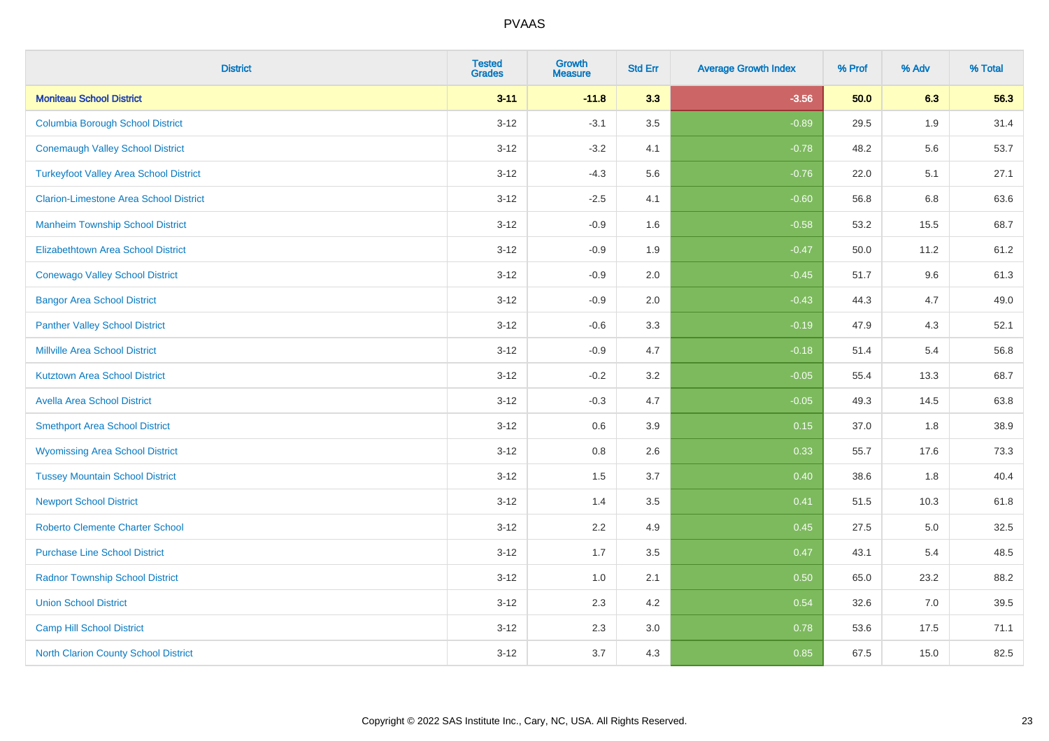| District | Tested Grades | Growth Measure | Std Err | Average Growth Index | % Prof | % Adv | % Total |
|---|---|---|---|---|---|---|---|
| **Moniteau School District** | **3-11** | **-11.8** | **3.3** | **-3.56** | **50.0** | **6.3** | **56.3** |
| Columbia Borough School District | 3-12 | -3.1 | 3.5 | -0.89 | 29.5 | 1.9 | 31.4 |
| Conemaugh Valley School District | 3-12 | -3.2 | 4.1 | -0.78 | 48.2 | 5.6 | 53.7 |
| Turkeyfoot Valley Area School District | 3-12 | -4.3 | 5.6 | -0.76 | 22.0 | 5.1 | 27.1 |
| Clarion-Limestone Area School District | 3-12 | -2.5 | 4.1 | -0.60 | 56.8 | 6.8 | 63.6 |
| Manheim Township School District | 3-12 | -0.9 | 1.6 | -0.58 | 53.2 | 15.5 | 68.7 |
| Elizabethtown Area School District | 3-12 | -0.9 | 1.9 | -0.47 | 50.0 | 11.2 | 61.2 |
| Conewago Valley School District | 3-12 | -0.9 | 2.0 | -0.45 | 51.7 | 9.6 | 61.3 |
| Bangor Area School District | 3-12 | -0.9 | 2.0 | -0.43 | 44.3 | 4.7 | 49.0 |
| Panther Valley School District | 3-12 | -0.6 | 3.3 | -0.19 | 47.9 | 4.3 | 52.1 |
| Millville Area School District | 3-12 | -0.9 | 4.7 | -0.18 | 51.4 | 5.4 | 56.8 |
| Kutztown Area School District | 3-12 | -0.2 | 3.2 | -0.05 | 55.4 | 13.3 | 68.7 |
| Avella Area School District | 3-12 | -0.3 | 4.7 | -0.05 | 49.3 | 14.5 | 63.8 |
| Smethport Area School District | 3-12 | 0.6 | 3.9 | 0.15 | 37.0 | 1.8 | 38.9 |
| Wyomissing Area School District | 3-12 | 0.8 | 2.6 | 0.33 | 55.7 | 17.6 | 73.3 |
| Tussey Mountain School District | 3-12 | 1.5 | 3.7 | 0.40 | 38.6 | 1.8 | 40.4 |
| Newport School District | 3-12 | 1.4 | 3.5 | 0.41 | 51.5 | 10.3 | 61.8 |
| Roberto Clemente Charter School | 3-12 | 2.2 | 4.9 | 0.45 | 27.5 | 5.0 | 32.5 |
| Purchase Line School District | 3-12 | 1.7 | 3.5 | 0.47 | 43.1 | 5.4 | 48.5 |
| Radnor Township School District | 3-12 | 1.0 | 2.1 | 0.50 | 65.0 | 23.2 | 88.2 |
| Union School District | 3-12 | 2.3 | 4.2 | 0.54 | 32.6 | 7.0 | 39.5 |
| Camp Hill School District | 3-12 | 2.3 | 3.0 | 0.78 | 53.6 | 17.5 | 71.1 |
| North Clarion County School District | 3-12 | 3.7 | 4.3 | 0.85 | 67.5 | 15.0 | 82.5 |

Copyright © 2022 SAS Institute Inc., Cary, NC, USA. All Rights Reserved.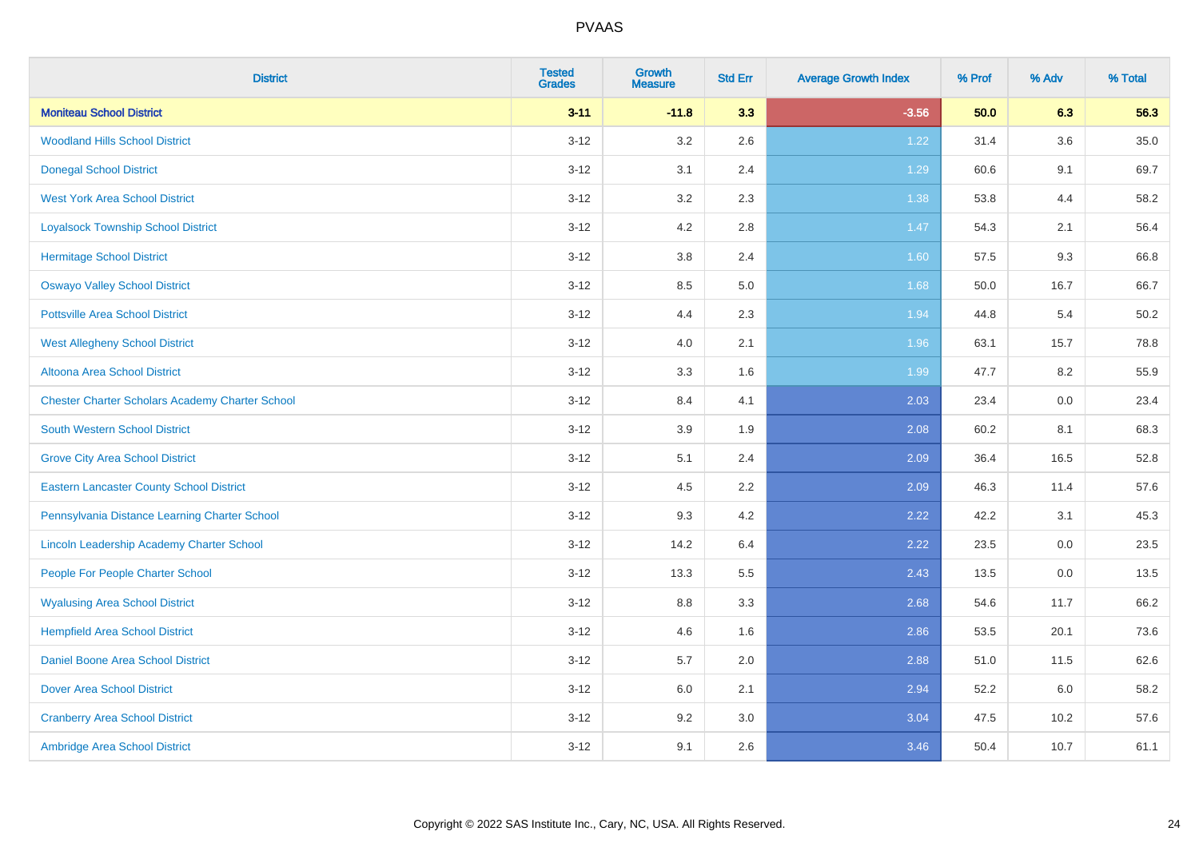# PVAAS

| District | Tested Grades | Growth Measure | Std Err | Average Growth Index | % Prof | % Adv | % Total |
|---|---|---|---|---|---|---|---|
| **Moniteau School District** | **3-11** | **-11.8** | **3.3** | **-3.56** | **50.0** | **6.3** | **56.3** |
| Woodland Hills School District | 3-12 | 3.2 | 2.6 | 1.22 | 31.4 | 3.6 | 35.0 |
| Donegal School District | 3-12 | 3.1 | 2.4 | 1.29 | 60.6 | 9.1 | 69.7 |
| West York Area School District | 3-12 | 3.2 | 2.3 | 1.38 | 53.8 | 4.4 | 58.2 |
| Loyalsock Township School District | 3-12 | 4.2 | 2.8 | 1.47 | 54.3 | 2.1 | 56.4 |
| Hermitage School District | 3-12 | 3.8 | 2.4 | 1.60 | 57.5 | 9.3 | 66.8 |
| Oswayo Valley School District | 3-12 | 8.5 | 5.0 | 1.68 | 50.0 | 16.7 | 66.7 |
| Pottsville Area School District | 3-12 | 4.4 | 2.3 | 1.94 | 44.8 | 5.4 | 50.2 |
| West Allegheny School District | 3-12 | 4.0 | 2.1 | 1.96 | 63.1 | 15.7 | 78.8 |
| Altoona Area School District | 3-12 | 3.3 | 1.6 | 1.99 | 47.7 | 8.2 | 55.9 |
| Chester Charter Scholars Academy Charter School | 3-12 | 8.4 | 4.1 | 2.03 | 23.4 | 0.0 | 23.4 |
| South Western School District | 3-12 | 3.9 | 1.9 | 2.08 | 60.2 | 8.1 | 68.3 |
| Grove City Area School District | 3-12 | 5.1 | 2.4 | 2.09 | 36.4 | 16.5 | 52.8 |
| Eastern Lancaster County School District | 3-12 | 4.5 | 2.2 | 2.09 | 46.3 | 11.4 | 57.6 |
| Pennsylvania Distance Learning Charter School | 3-12 | 9.3 | 4.2 | 2.22 | 42.2 | 3.1 | 45.3 |
| Lincoln Leadership Academy Charter School | 3-12 | 14.2 | 6.4 | 2.22 | 23.5 | 0.0 | 23.5 |
| People For People Charter School | 3-12 | 13.3 | 5.5 | 2.43 | 13.5 | 0.0 | 13.5 |
| Wyalusing Area School District | 3-12 | 8.8 | 3.3 | 2.68 | 54.6 | 11.7 | 66.2 |
| Hempfield Area School District | 3-12 | 4.6 | 1.6 | 2.86 | 53.5 | 20.1 | 73.6 |
| Daniel Boone Area School District | 3-12 | 5.7 | 2.0 | 2.88 | 51.0 | 11.5 | 62.6 |
| Dover Area School District | 3-12 | 6.0 | 2.1 | 2.94 | 52.2 | 6.0 | 58.2 |
| Cranberry Area School District | 3-12 | 9.2 | 3.0 | 3.04 | 47.5 | 10.2 | 57.6 |
| Ambridge Area School District | 3-12 | 9.1 | 2.6 | 3.46 | 50.4 | 10.7 | 61.1 |

Copyright © 2022 SAS Institute Inc., Cary, NC, USA. All Rights Reserved.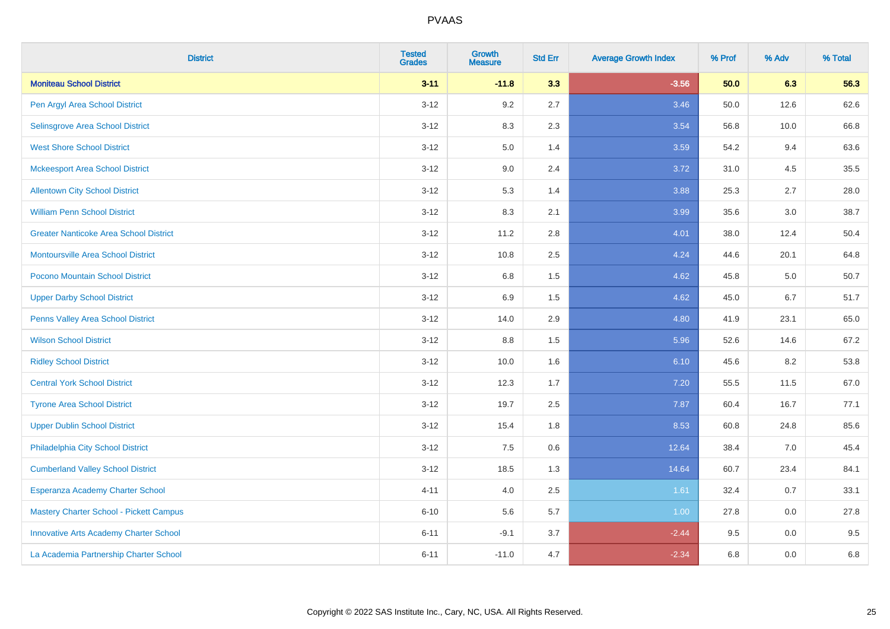# PVAAS

| District | Tested Grades | Growth Measure | Std Err | Average Growth Index | % Prof | % Adv | % Total |
|---|---|---|---|---|---|---|---|
| **Moniteau School District** | **3-11** | **-11.8** | **3.3** | **-3.56** | **50.0** | **6.3** | **56.3** |
| Pen Argyl Area School District | 3-12 | 9.2 | 2.7 | 3.46 | 50.0 | 12.6 | 62.6 |
| Selinsgrove Area School District | 3-12 | 8.3 | 2.3 | 3.54 | 56.8 | 10.0 | 66.8 |
| West Shore School District | 3-12 | 5.0 | 1.4 | 3.59 | 54.2 | 9.4 | 63.6 |
| Mckeesport Area School District | 3-12 | 9.0 | 2.4 | 3.72 | 31.0 | 4.5 | 35.5 |
| Allentown City School District | 3-12 | 5.3 | 1.4 | 3.88 | 25.3 | 2.7 | 28.0 |
| William Penn School District | 3-12 | 8.3 | 2.1 | 3.99 | 35.6 | 3.0 | 38.7 |
| Greater Nanticoke Area School District | 3-12 | 11.2 | 2.8 | 4.01 | 38.0 | 12.4 | 50.4 |
| Montoursville Area School District | 3-12 | 10.8 | 2.5 | 4.24 | 44.6 | 20.1 | 64.8 |
| Pocono Mountain School District | 3-12 | 6.8 | 1.5 | 4.62 | 45.8 | 5.0 | 50.7 |
| Upper Darby School District | 3-12 | 6.9 | 1.5 | 4.62 | 45.0 | 6.7 | 51.7 |
| Penns Valley Area School District | 3-12 | 14.0 | 2.9 | 4.80 | 41.9 | 23.1 | 65.0 |
| Wilson School District | 3-12 | 8.8 | 1.5 | 5.96 | 52.6 | 14.6 | 67.2 |
| Ridley School District | 3-12 | 10.0 | 1.6 | 6.10 | 45.6 | 8.2 | 53.8 |
| Central York School District | 3-12 | 12.3 | 1.7 | 7.20 | 55.5 | 11.5 | 67.0 |
| Tyrone Area School District | 3-12 | 19.7 | 2.5 | 7.87 | 60.4 | 16.7 | 77.1 |
| Upper Dublin School District | 3-12 | 15.4 | 1.8 | 8.53 | 60.8 | 24.8 | 85.6 |
| Philadelphia City School District | 3-12 | 7.5 | 0.6 | 12.64 | 38.4 | 7.0 | 45.4 |
| Cumberland Valley School District | 3-12 | 18.5 | 1.3 | 14.64 | 60.7 | 23.4 | 84.1 |
| Esperanza Academy Charter School | 4-11 | 4.0 | 2.5 | 1.61 | 32.4 | 0.7 | 33.1 |
| Mastery Charter School - Pickett Campus | 6-10 | 5.6 | 5.7 | 1.00 | 27.8 | 0.0 | 27.8 |
| Innovative Arts Academy Charter School | 6-11 | -9.1 | 3.7 | -2.44 | 9.5 | 0.0 | 9.5 |
| La Academia Partnership Charter School | 6-11 | -11.0 | 4.7 | -2.34 | 6.8 | 0.0 | 6.8 |

Copyright © 2022 SAS Institute Inc., Cary, NC, USA. All Rights Reserved.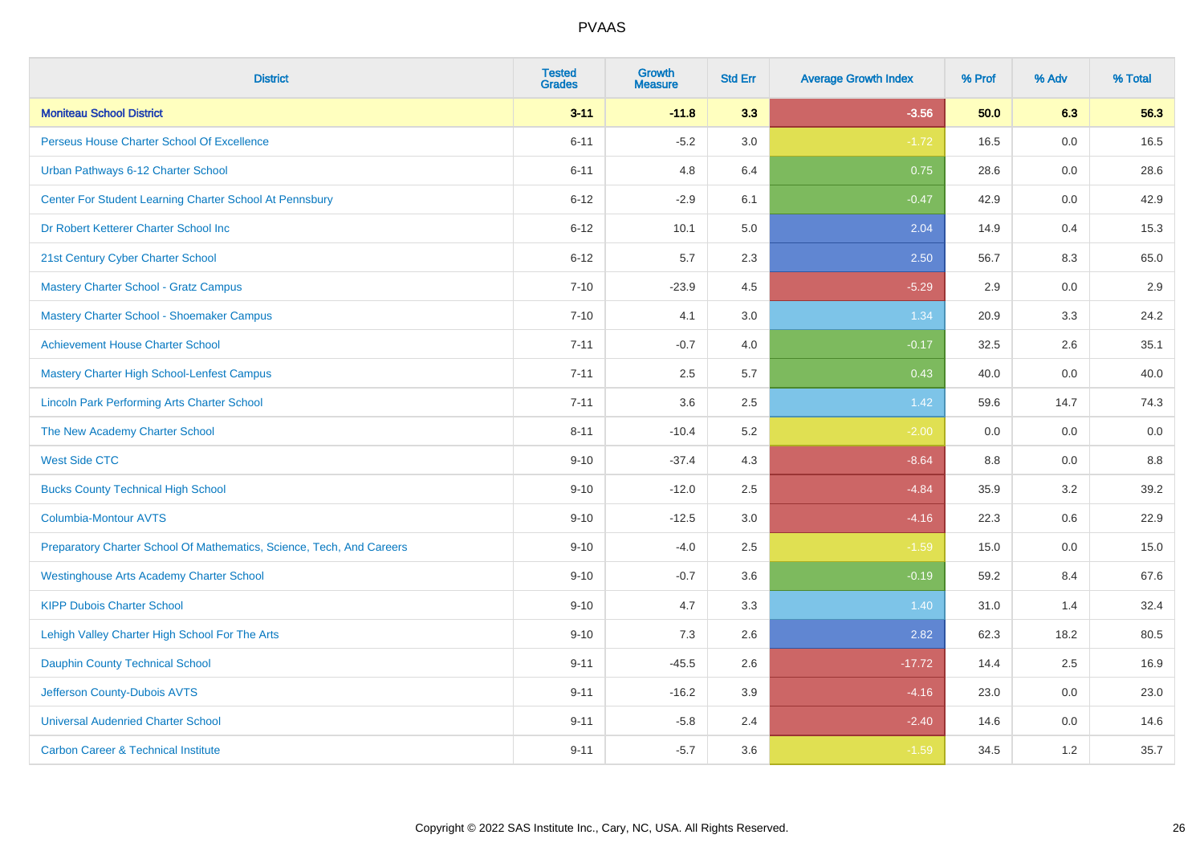| District | Tested Grades | Growth Measure | Std Err | Average Growth Index | % Prof | % Adv | % Total |
|---|---|---|---|---|---|---|---|
| **Moniteau School District** | **3-11** | **-11.8** | **3.3** | **-3.56** | **50.0** | **6.3** | **56.3** |
| Perseus House Charter School Of Excellence | 6-11 | -5.2 | 3.0 | -1.72 | 16.5 | 0.0 | 16.5 |
| Urban Pathways 6-12 Charter School | 6-11 | 4.8 | 6.4 | 0.75 | 28.6 | 0.0 | 28.6 |
| Center For Student Learning Charter School At Pennsbury | 6-12 | -2.9 | 6.1 | -0.47 | 42.9 | 0.0 | 42.9 |
| Dr Robert Ketterer Charter School Inc | 6-12 | 10.1 | 5.0 | 2.04 | 14.9 | 0.4 | 15.3 |
| 21st Century Cyber Charter School | 6-12 | 5.7 | 2.3 | 2.50 | 56.7 | 8.3 | 65.0 |
| Mastery Charter School - Gratz Campus | 7-10 | -23.9 | 4.5 | -5.29 | 2.9 | 0.0 | 2.9 |
| Mastery Charter School - Shoemaker Campus | 7-10 | 4.1 | 3.0 | 1.34 | 20.9 | 3.3 | 24.2 |
| Achievement House Charter School | 7-11 | -0.7 | 4.0 | -0.17 | 32.5 | 2.6 | 35.1 |
| Mastery Charter High School-Lenfest Campus | 7-11 | 2.5 | 5.7 | 0.43 | 40.0 | 0.0 | 40.0 |
| Lincoln Park Performing Arts Charter School | 7-11 | 3.6 | 2.5 | 1.42 | 59.6 | 14.7 | 74.3 |
| The New Academy Charter School | 8-11 | -10.4 | 5.2 | -2.00 | 0.0 | 0.0 | 0.0 |
| West Side CTC | 9-10 | -37.4 | 4.3 | -8.64 | 8.8 | 0.0 | 8.8 |
| Bucks County Technical High School | 9-10 | -12.0 | 2.5 | -4.84 | 35.9 | 3.2 | 39.2 |
| Columbia-Montour AVTS | 9-10 | -12.5 | 3.0 | -4.16 | 22.3 | 0.6 | 22.9 |
| Preparatory Charter School Of Mathematics, Science, Tech, And Careers | 9-10 | -4.0 | 2.5 | -1.59 | 15.0 | 0.0 | 15.0 |
| Westinghouse Arts Academy Charter School | 9-10 | -0.7 | 3.6 | -0.19 | 59.2 | 8.4 | 67.6 |
| KIPP Dubois Charter School | 9-10 | 4.7 | 3.3 | 1.40 | 31.0 | 1.4 | 32.4 |
| Lehigh Valley Charter High School For The Arts | 9-10 | 7.3 | 2.6 | 2.82 | 62.3 | 18.2 | 80.5 |
| Dauphin County Technical School | 9-11 | -45.5 | 2.6 | -17.72 | 14.4 | 2.5 | 16.9 |
| Jefferson County-Dubois AVTS | 9-11 | -16.2 | 3.9 | -4.16 | 23.0 | 0.0 | 23.0 |
| Universal Audenried Charter School | 9-11 | -5.8 | 2.4 | -2.40 | 14.6 | 0.0 | 14.6 |
| Carbon Career & Technical Institute | 9-11 | -5.7 | 3.6 | -1.59 | 34.5 | 1.2 | 35.7 |

Copyright © 2022 SAS Institute Inc., Cary, NC, USA. All Rights Reserved.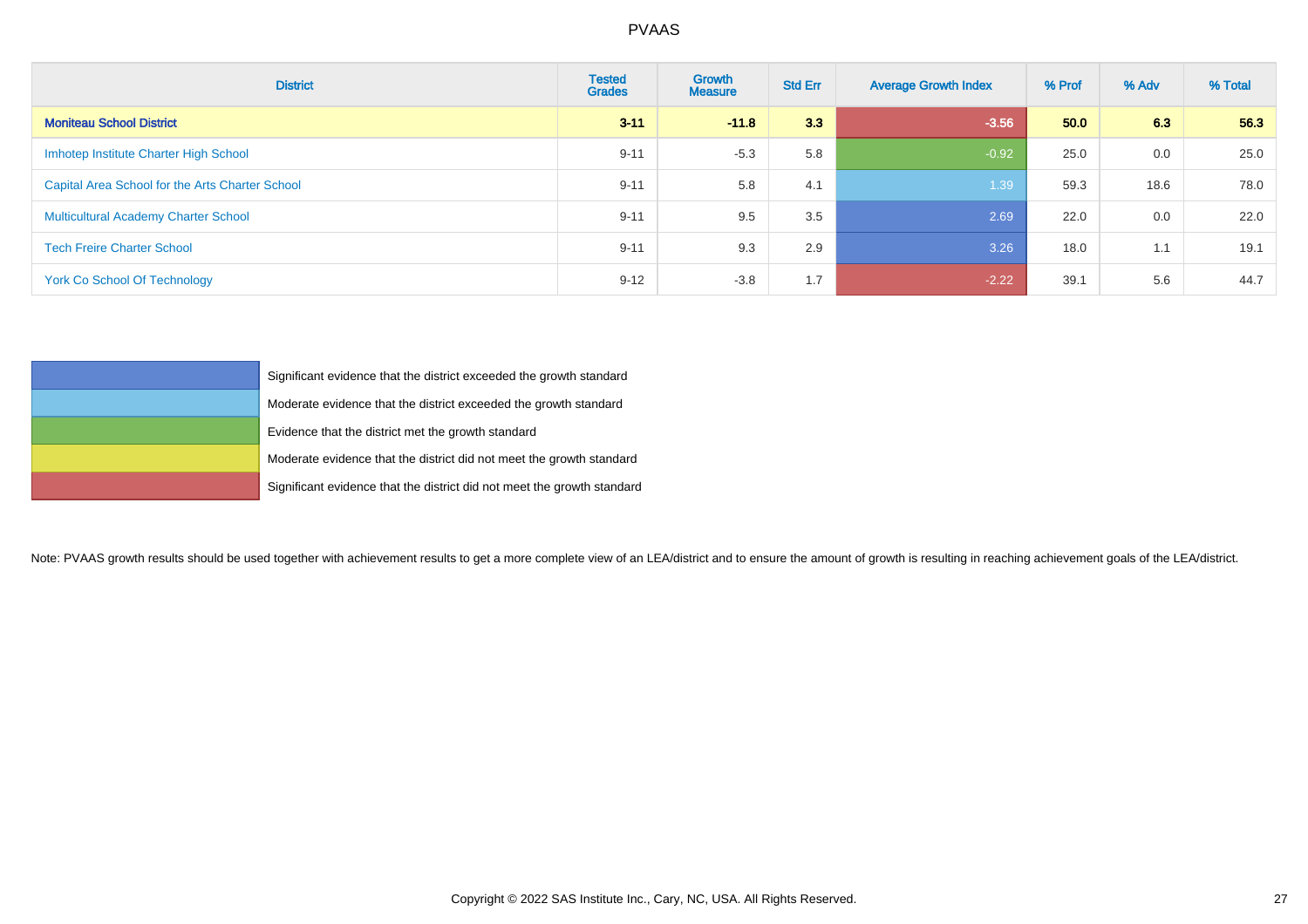# PVAAS

| District | Tested Grades | Growth Measure | Std Err | Average Growth Index | % Prof | % Adv | % Total |
|---|---|---|---|---|---|---|---|
| **Moniteau School District** | **3-11** | **-11.8** | **3.3** | **-3.56** | **50.0** | **6.3** | **56.3** |
| Imhotep Institute Charter High School | 9-11 | -5.3 | 5.8 | -0.92 | 25.0 | 0.0 | 25.0 |
| Capital Area School for the Arts Charter School | 9-11 | 5.8 | 4.1 | 1.39 | 59.3 | 18.6 | 78.0 |
| Multicultural Academy Charter School | 9-11 | 9.5 | 3.5 | 2.69 | 22.0 | 0.0 | 22.0 |
| Tech Freire Charter School | 9-11 | 9.3 | 2.9 | 3.26 | 18.0 | 1.1 | 19.1 |
| York Co School Of Technology | 9-12 | -3.8 | 1.7 | -2.22 | 39.1 | 5.6 | 44.7 |

- Significant evidence that the district exceeded the growth standard
- Moderate evidence that the district exceeded the growth standard
- Evidence that the district met the growth standard
- Moderate evidence that the district did not meet the growth standard
- Significant evidence that the district did not meet the growth standard

Note: PVAAS growth results should be used together with achievement results to get a more complete view of an LEA/district and to ensure the amount of growth is resulting in reaching achievement goals of the LEA/district.

Copyright © 2022 SAS Institute Inc., Cary, NC, USA. All Rights Reserved.